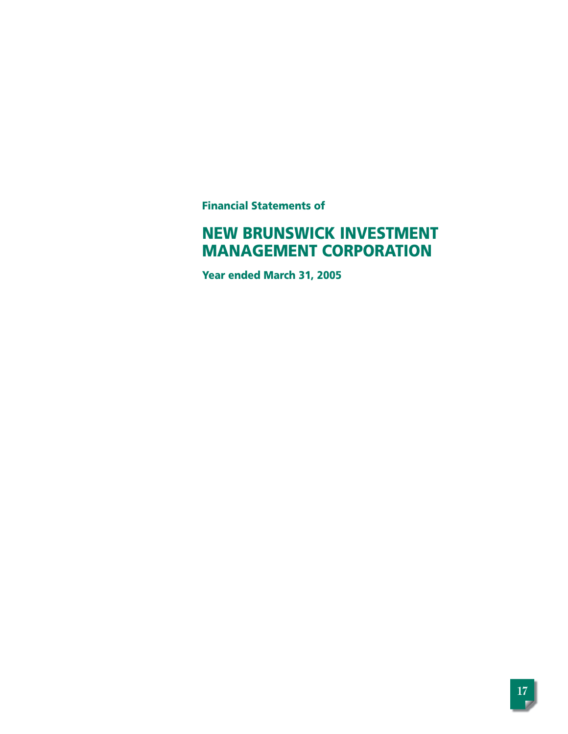**Financial Statements of**

# NEW BRUNSWICK INVESTMENT MANAGEMENT CORPORATION

**Year ended March 31, 2005**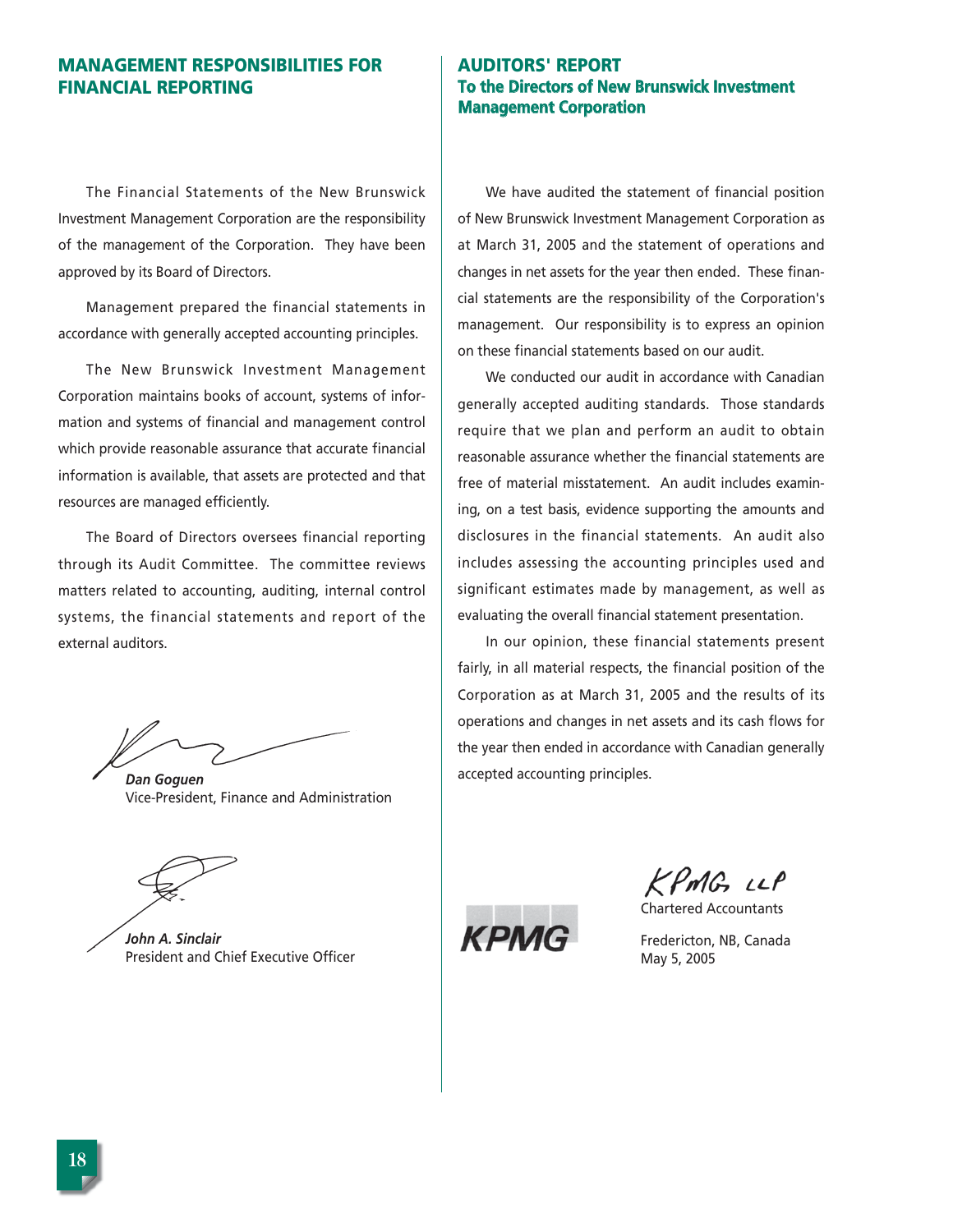## MANAGEMENT RESPONSIBILITIES FOR FINANCIAL REPORTING

The Financial Statements of the New Brunswick Investment Management Corporation are the responsibility of the management of the Corporation. They have been approved by its Board of Directors.

Management prepared the financial statements in accordance with generally accepted accounting principles.

The New Brunswick Investment Management Corporation maintains books of account, systems of information and systems of financial and management control which provide reasonable assurance that accurate financial information is available, that assets are protected and that resources are managed efficiently.

The Board of Directors oversees financial reporting through its Audit Committee. The committee reviews matters related to accounting, auditing, internal control systems, the financial statements and report of the external auditors.

***Dan Goguen***
Vice-President, Finance and Administration

***John A. Sinclair***
President and Chief Executive Officer

## AUDITORS' REPORT
### To the Directors of New Brunswick Investment Management Corporation

We have audited the statement of financial position of New Brunswick Investment Management Corporation as at March 31, 2005 and the statement of operations and changes in net assets for the year then ended. These financial statements are the responsibility of the Corporation's management. Our responsibility is to express an opinion on these financial statements based on our audit.

We conducted our audit in accordance with Canadian generally accepted auditing standards. Those standards require that we plan and perform an audit to obtain reasonable assurance whether the financial statements are free of material misstatement. An audit includes examining, on a test basis, evidence supporting the amounts and disclosures in the financial statements. An audit also includes assessing the accounting principles used and significant estimates made by management, as well as evaluating the overall financial statement presentation.

In our opinion, these financial statements present fairly, in all material respects, the financial position of the Corporation as at March 31, 2005 and the results of its operations and changes in net assets and its cash flows for the year then ended in accordance with Canadian generally accepted accounting principles.

KPMG LLP
Chartered Accountants

Fredericton, NB, Canada
May 5, 2005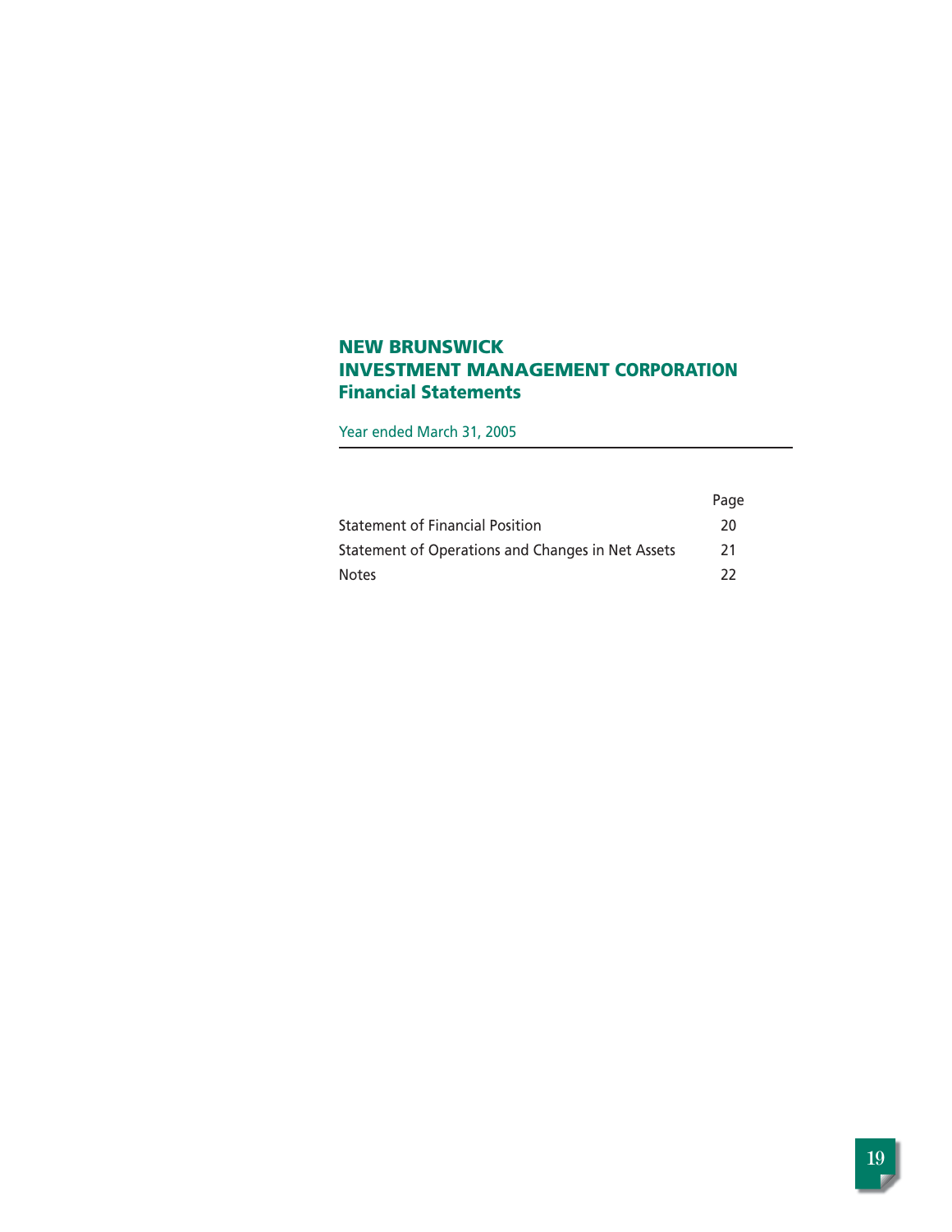# NEW BRUNSWICK INVESTMENT MANAGEMENT CORPORATION
## Financial Statements

Year ended March 31, 2005

| | Page |
|---|---|
| Statement of Financial Position | 20 |
| Statement of Operations and Changes in Net Assets | 21 |
| Notes | 22 |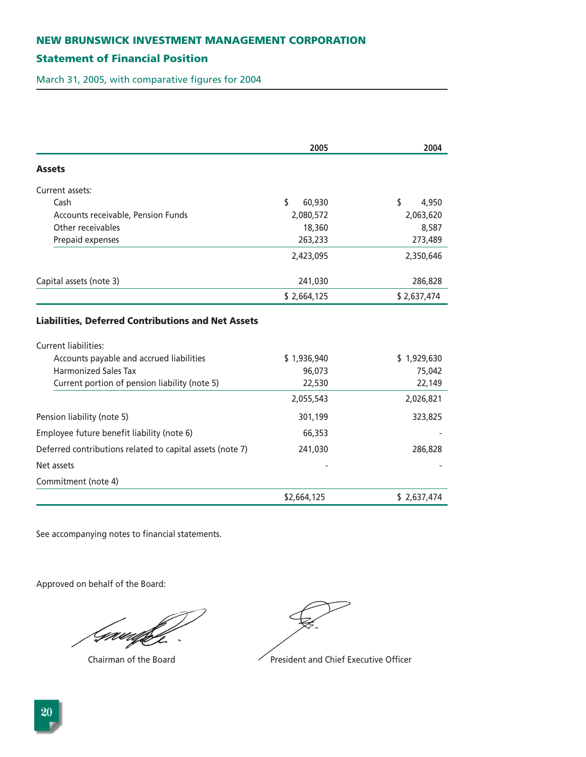# NEW BRUNSWICK INVESTMENT MANAGEMENT CORPORATION

## Statement of Financial Position

March 31, 2005, with comparative figures for 2004

| | 2005 | 2004 |
|---|---|---|
| **Assets** | | |
| Current assets: | | |
| Cash | $ 60,930 | $ 4,950 |
| Accounts receivable, Pension Funds | 2,080,572 | 2,063,620 |
| Other receivables | 18,360 | 8,587 |
| Prepaid expenses | 263,233 | 273,489 |
| | 2,423,095 | 2,350,646 |
| Capital assets (note 3) | 241,030 | 286,828 |
| | $ 2,664,125 | $ 2,637,474 |
| **Liabilities, Deferred Contributions and Net Assets** | | |
| Current liabilities: | | |
| Accounts payable and accrued liabilities | $ 1,936,940 | $ 1,929,630 |
| Harmonized Sales Tax | 96,073 | 75,042 |
| Current portion of pension liability (note 5) | 22,530 | 22,149 |
| | 2,055,543 | 2,026,821 |
| Pension liability (note 5) | 301,199 | 323,825 |
| Employee future benefit liability (note 6) | 66,353 | - |
| Deferred contributions related to capital assets (note 7) | 241,030 | 286,828 |
| Net assets | - | - |
| Commitment (note 4) | | |
| | $2,664,125 | $ 2,637,474 |

See accompanying notes to financial statements.

Approved on behalf of the Board:

Chairman of the Board

President and Chief Executive Officer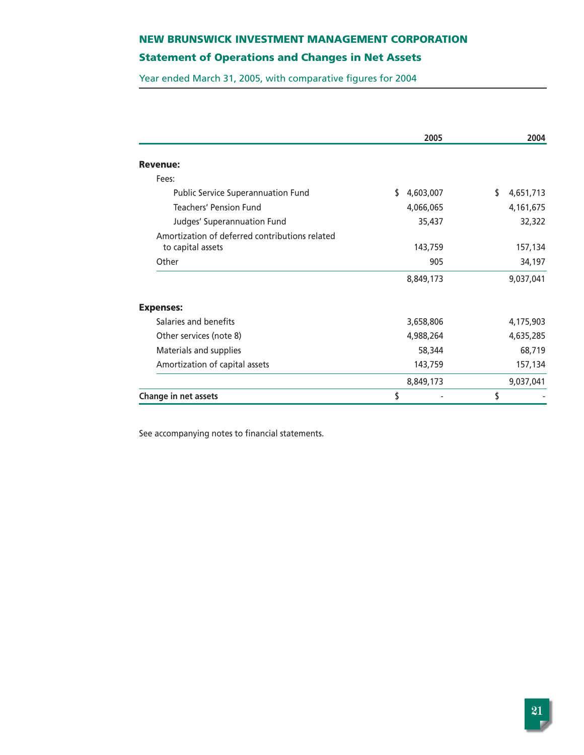# NEW BRUNSWICK INVESTMENT MANAGEMENT CORPORATION

## Statement of Operations and Changes in Net Assets

Year ended March 31, 2005, with comparative figures for 2004

| | 2005 | 2004 |
|---|---:|---:|
| **Revenue:** | | |
| Fees: | | |
| Public Service Superannuation Fund | $ 4,603,007 | $ 4,651,713 |
| Teachers' Pension Fund | 4,066,065 | 4,161,675 |
| Judges' Superannuation Fund | 35,437 | 32,322 |
| Amortization of deferred contributions related to capital assets | 143,759 | 157,134 |
| Other | 905 | 34,197 |
| | 8,849,173 | 9,037,041 |
| **Expenses:** | | |
| Salaries and benefits | 3,658,806 | 4,175,903 |
| Other services (note 8) | 4,988,264 | 4,635,285 |
| Materials and supplies | 58,344 | 68,719 |
| Amortization of capital assets | 143,759 | 157,134 |
| | 8,849,173 | 9,037,041 |
| **Change in net assets** | $ - | $ - |

See accompanying notes to financial statements.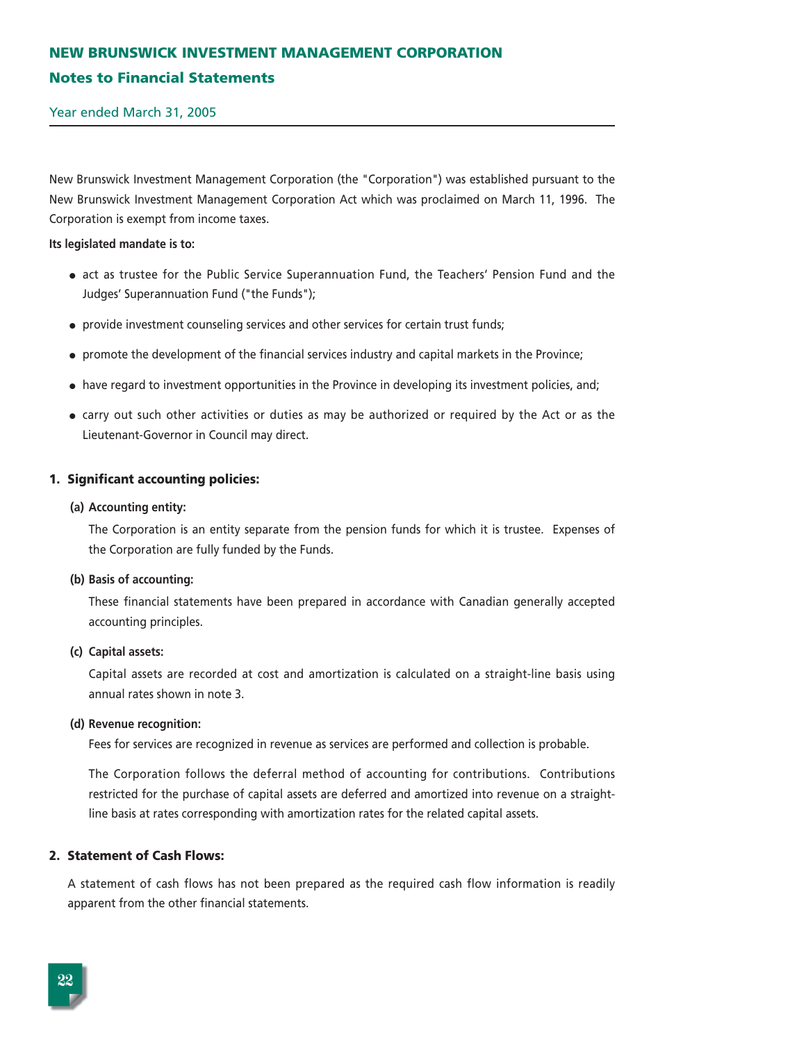# NEW BRUNSWICK INVESTMENT MANAGEMENT CORPORATION

## Notes to Financial Statements

Year ended March 31, 2005

New Brunswick Investment Management Corporation (the "Corporation") was established pursuant to the New Brunswick Investment Management Corporation Act which was proclaimed on March 11, 1996. The Corporation is exempt from income taxes.

**Its legislated mandate is to:**

- act as trustee for the Public Service Superannuation Fund, the Teachers' Pension Fund and the Judges' Superannuation Fund ("the Funds");
- provide investment counseling services and other services for certain trust funds;
- promote the development of the financial services industry and capital markets in the Province;
- have regard to investment opportunities in the Province in developing its investment policies, and;
- carry out such other activities or duties as may be authorized or required by the Act or as the Lieutenant-Governor in Council may direct.

### 1. Significant accounting policies:

**(a) Accounting entity:**

The Corporation is an entity separate from the pension funds for which it is trustee. Expenses of the Corporation are fully funded by the Funds.

**(b) Basis of accounting:**

These financial statements have been prepared in accordance with Canadian generally accepted accounting principles.

**(c) Capital assets:**

Capital assets are recorded at cost and amortization is calculated on a straight-line basis using annual rates shown in note 3.

**(d) Revenue recognition:**

Fees for services are recognized in revenue as services are performed and collection is probable.

The Corporation follows the deferral method of accounting for contributions. Contributions restricted for the purchase of capital assets are deferred and amortized into revenue on a straight-line basis at rates corresponding with amortization rates for the related capital assets.

### 2. Statement of Cash Flows:

A statement of cash flows has not been prepared as the required cash flow information is readily apparent from the other financial statements.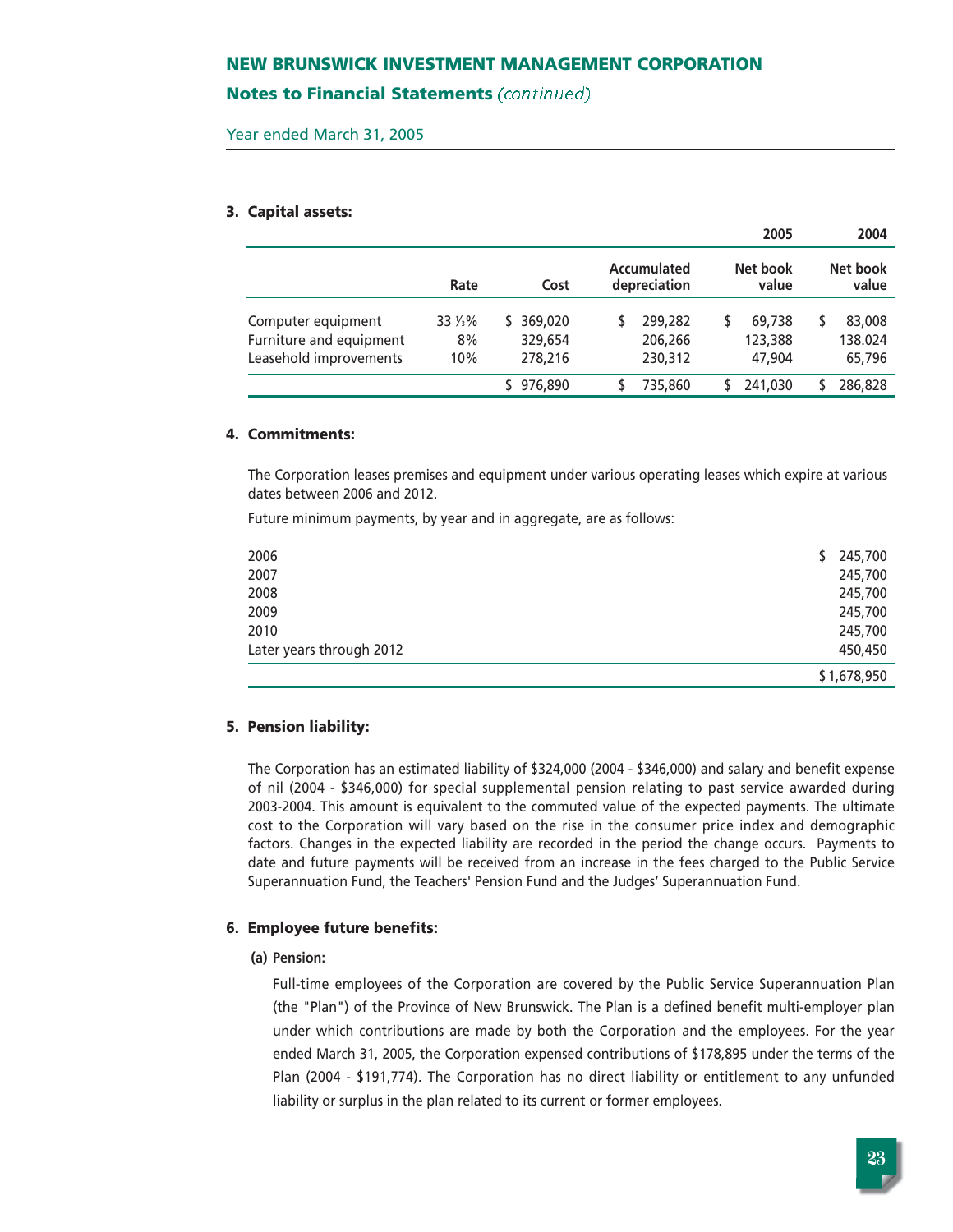# NEW BRUNSWICK INVESTMENT MANAGEMENT CORPORATION

## Notes to Financial Statements *(continued)*

Year ended March 31, 2005

### 3. Capital assets:

| | | | | 2005 | 2004 |
|---|---|---|---|---|---|
| | Rate | Cost | Accumulated depreciation | Net book value | Net book value |
| Computer equipment | 33 ⅓% | $ 369,020 | $ 299,282 | $ 69,738 | $ 83,008 |
| Furniture and equipment | 8% | 329,654 | 206,266 | 123,388 | 138.024 |
| Leasehold improvements | 10% | 278,216 | 230,312 | 47,904 | 65,796 |
| | | $ 976,890 | $ 735,860 | $ 241,030 | $ 286,828 |

### 4. Commitments:

The Corporation leases premises and equipment under various operating leases which expire at various dates between 2006 and 2012.

Future minimum payments, by year and in aggregate, are as follows:

| | |
|---|---|
| 2006 | $ 245,700 |
| 2007 | 245,700 |
| 2008 | 245,700 |
| 2009 | 245,700 |
| 2010 | 245,700 |
| Later years through 2012 | 450,450 |
| | $ 1,678,950 |

### 5. Pension liability:

The Corporation has an estimated liability of $324,000 (2004 - $346,000) and salary and benefit expense of nil (2004 - $346,000) for special supplemental pension relating to past service awarded during 2003-2004. This amount is equivalent to the commuted value of the expected payments. The ultimate cost to the Corporation will vary based on the rise in the consumer price index and demographic factors. Changes in the expected liability are recorded in the period the change occurs. Payments to date and future payments will be received from an increase in the fees charged to the Public Service Superannuation Fund, the Teachers' Pension Fund and the Judges' Superannuation Fund.

### 6. Employee future benefits:

**(a) Pension:**

Full-time employees of the Corporation are covered by the Public Service Superannuation Plan (the "Plan") of the Province of New Brunswick. The Plan is a defined benefit multi-employer plan under which contributions are made by both the Corporation and the employees. For the year ended March 31, 2005, the Corporation expensed contributions of $178,895 under the terms of the Plan (2004 - $191,774). The Corporation has no direct liability or entitlement to any unfunded liability or surplus in the plan related to its current or former employees.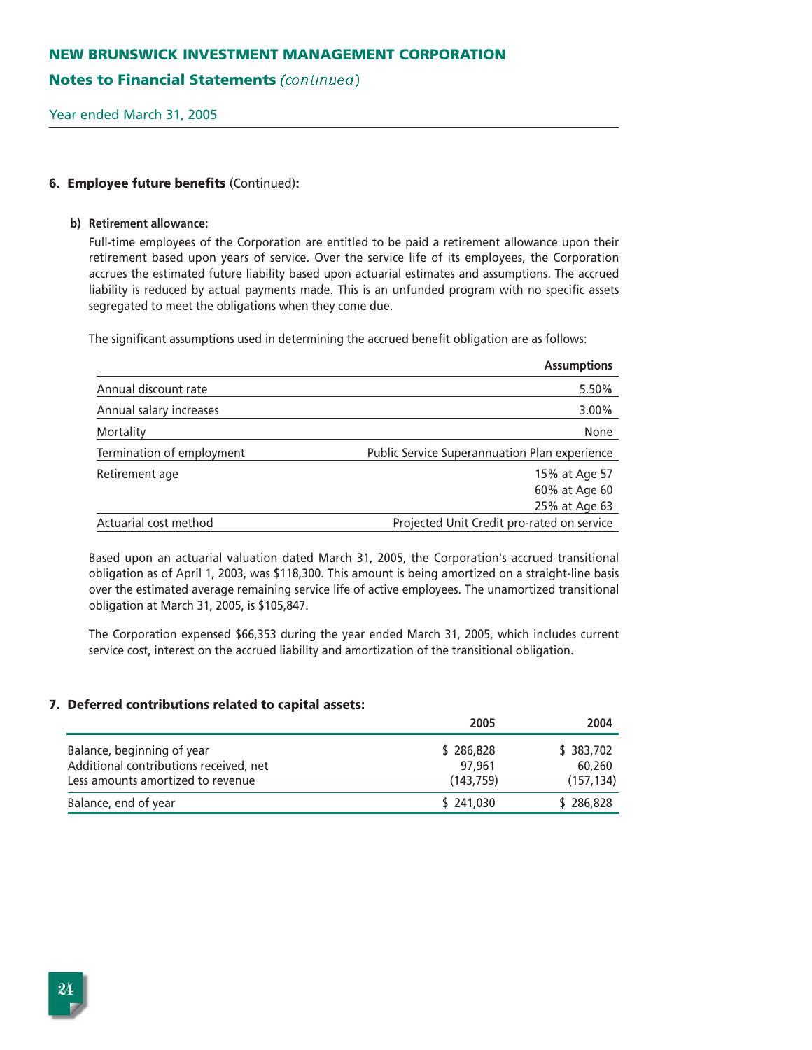### 6. Employee future benefits (Continued):

**b) Retirement allowance:**

Full-time employees of the Corporation are entitled to be paid a retirement allowance upon their retirement based upon years of service. Over the service life of its employees, the Corporation accrues the estimated future liability based upon actuarial estimates and assumptions. The accrued liability is reduced by actual payments made. This is an unfunded program with no specific assets segregated to meet the obligations when they come due.

The significant assumptions used in determining the accrued benefit obligation are as follows:

| | Assumptions |
|---|---|
| Annual discount rate | 5.50% |
| Annual salary increases | 3.00% |
| Mortality | None |
| Termination of employment | Public Service Superannuation Plan experience |
| Retirement age | 15% at Age 57<br>60% at Age 60<br>25% at Age 63 |
| Actuarial cost method | Projected Unit Credit pro-rated on service |

Based upon an actuarial valuation dated March 31, 2005, the Corporation's accrued transitional obligation as of April 1, 2003, was $118,300. This amount is being amortized on a straight-line basis over the estimated average remaining service life of active employees. The unamortized transitional obligation at March 31, 2005, is $105,847.

The Corporation expensed $66,353 during the year ended March 31, 2005, which includes current service cost, interest on the accrued liability and amortization of the transitional obligation.

### 7. Deferred contributions related to capital assets:

| | 2005 | 2004 |
|---|---|---|
| Balance, beginning of year | $ 286,828 | $ 383,702 |
| Additional contributions received, net | 97,961 | 60,260 |
| Less amounts amortized to revenue | (143,759) | (157,134) |
| Balance, end of year | $ 241,030 | $ 286,828 |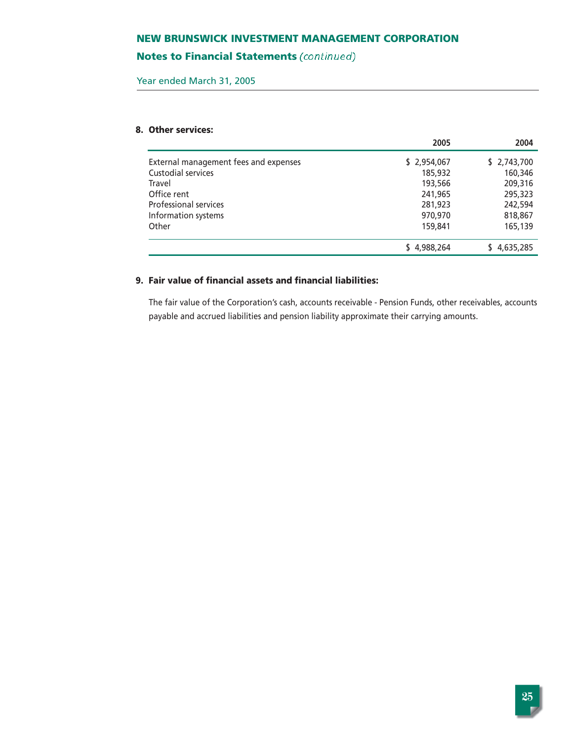# NEW BRUNSWICK INVESTMENT MANAGEMENT CORPORATION

## Notes to Financial Statements *(continued)*

Year ended March 31, 2005

### 8. Other services:

| | 2005 | 2004 |
|---|---|---|
| External management fees and expenses | $ 2,954,067 | $ 2,743,700 |
| Custodial services | 185,932 | 160,346 |
| Travel | 193,566 | 209,316 |
| Office rent | 241,965 | 295,323 |
| Professional services | 281,923 | 242,594 |
| Information systems | 970,970 | 818,867 |
| Other | 159,841 | 165,139 |
| | $ 4,988,264 | $ 4,635,285 |

### 9. Fair value of financial assets and financial liabilities:

The fair value of the Corporation's cash, accounts receivable - Pension Funds, other receivables, accounts payable and accrued liabilities and pension liability approximate their carrying amounts.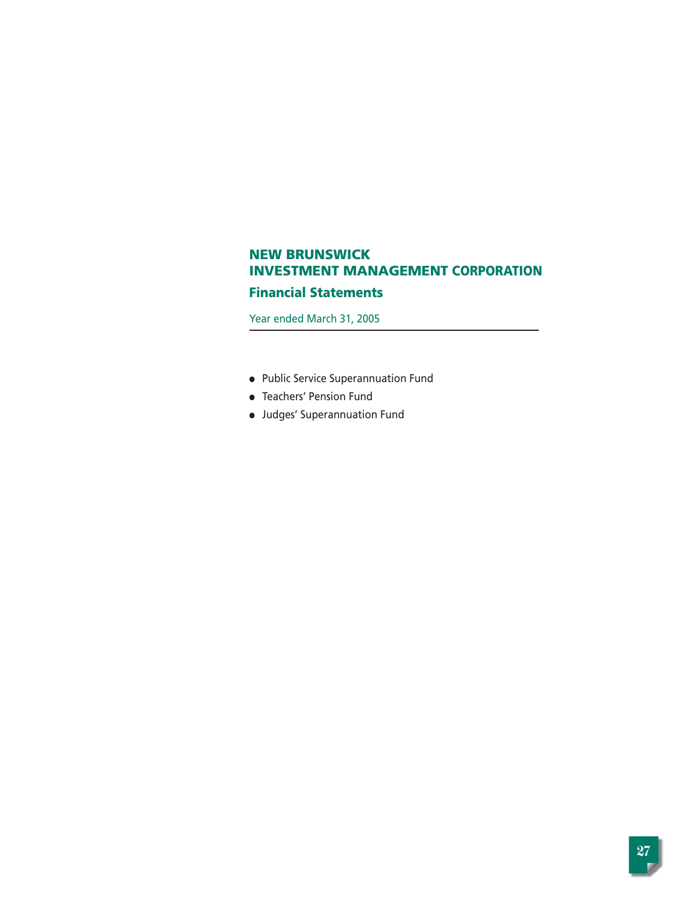# NEW BRUNSWICK INVESTMENT MANAGEMENT CORPORATION

## Financial Statements

Year ended March 31, 2005

- Public Service Superannuation Fund
- Teachers' Pension Fund
- Judges' Superannuation Fund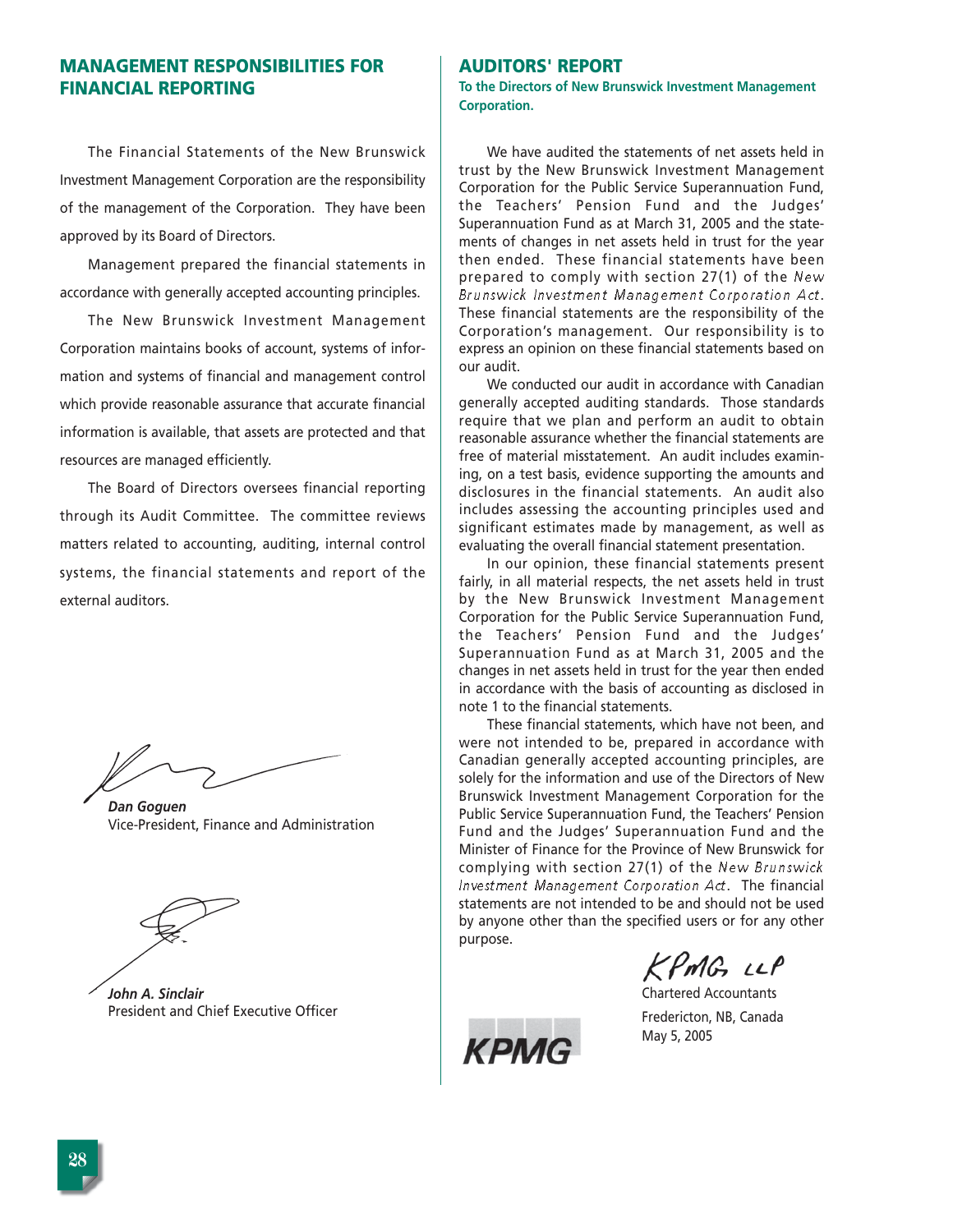## MANAGEMENT RESPONSIBILITIES FOR FINANCIAL REPORTING

The Financial Statements of the New Brunswick Investment Management Corporation are the responsibility of the management of the Corporation. They have been approved by its Board of Directors.

Management prepared the financial statements in accordance with generally accepted accounting principles.

The New Brunswick Investment Management Corporation maintains books of account, systems of information and systems of financial and management control which provide reasonable assurance that accurate financial information is available, that assets are protected and that resources are managed efficiently.

The Board of Directors oversees financial reporting through its Audit Committee. The committee reviews matters related to accounting, auditing, internal control systems, the financial statements and report of the external auditors.

***Dan Goguen***
Vice-President, Finance and Administration

***John A. Sinclair***
President and Chief Executive Officer

## AUDITORS' REPORT

**To the Directors of New Brunswick Investment Management Corporation.**

We have audited the statements of net assets held in trust by the New Brunswick Investment Management Corporation for the Public Service Superannuation Fund, the Teachers' Pension Fund and the Judges' Superannuation Fund as at March 31, 2005 and the statements of changes in net assets held in trust for the year then ended. These financial statements have been prepared to comply with section 27(1) of the *New Brunswick Investment Management Corporation Act*. These financial statements are the responsibility of the Corporation's management. Our responsibility is to express an opinion on these financial statements based on our audit.

We conducted our audit in accordance with Canadian generally accepted auditing standards. Those standards require that we plan and perform an audit to obtain reasonable assurance whether the financial statements are free of material misstatement. An audit includes examining, on a test basis, evidence supporting the amounts and disclosures in the financial statements. An audit also includes assessing the accounting principles used and significant estimates made by management, as well as evaluating the overall financial statement presentation.

In our opinion, these financial statements present fairly, in all material respects, the net assets held in trust by the New Brunswick Investment Management Corporation for the Public Service Superannuation Fund, the Teachers' Pension Fund and the Judges' Superannuation Fund as at March 31, 2005 and the changes in net assets held in trust for the year then ended in accordance with the basis of accounting as disclosed in note 1 to the financial statements.

These financial statements, which have not been, and were not intended to be, prepared in accordance with Canadian generally accepted accounting principles, are solely for the information and use of the Directors of New Brunswick Investment Management Corporation for the Public Service Superannuation Fund, the Teachers' Pension Fund and the Judges' Superannuation Fund and the Minister of Finance for the Province of New Brunswick for complying with section 27(1) of the *New Brunswick Investment Management Corporation Act*. The financial statements are not intended to be and should not be used by anyone other than the specified users or for any other purpose.

KPMG LLP

Chartered Accountants

Fredericton, NB, Canada
May 5, 2005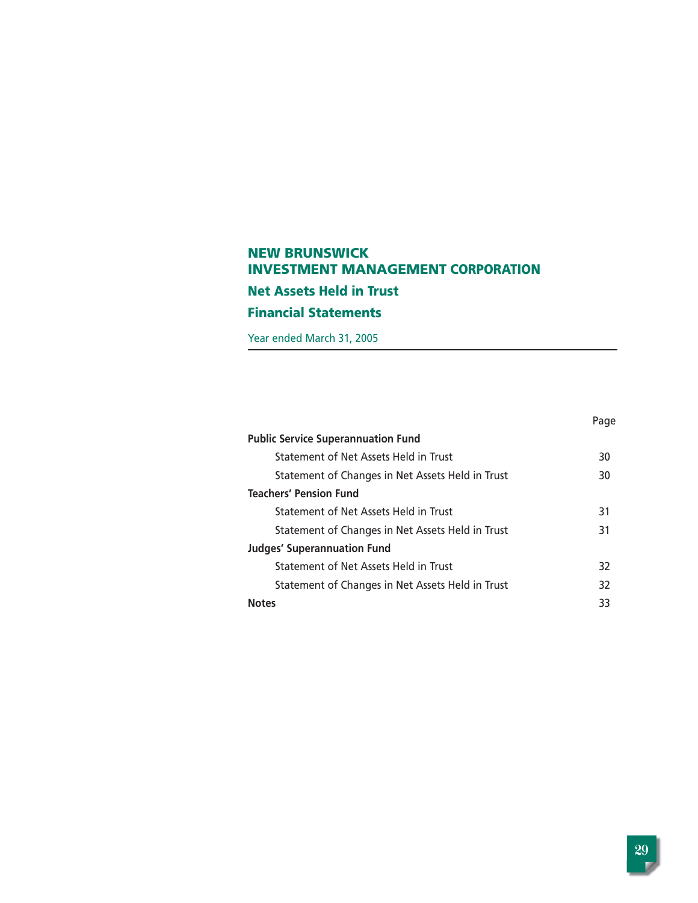# NEW BRUNSWICK INVESTMENT MANAGEMENT CORPORATION

## Net Assets Held in Trust

## Financial Statements

Year ended March 31, 2005

| | Page |
|---|---|
| **Public Service Superannuation Fund** | |
| Statement of Net Assets Held in Trust | 30 |
| Statement of Changes in Net Assets Held in Trust | 30 |
| **Teachers' Pension Fund** | |
| Statement of Net Assets Held in Trust | 31 |
| Statement of Changes in Net Assets Held in Trust | 31 |
| **Judges' Superannuation Fund** | |
| Statement of Net Assets Held in Trust | 32 |
| Statement of Changes in Net Assets Held in Trust | 32 |
| **Notes** | 33 |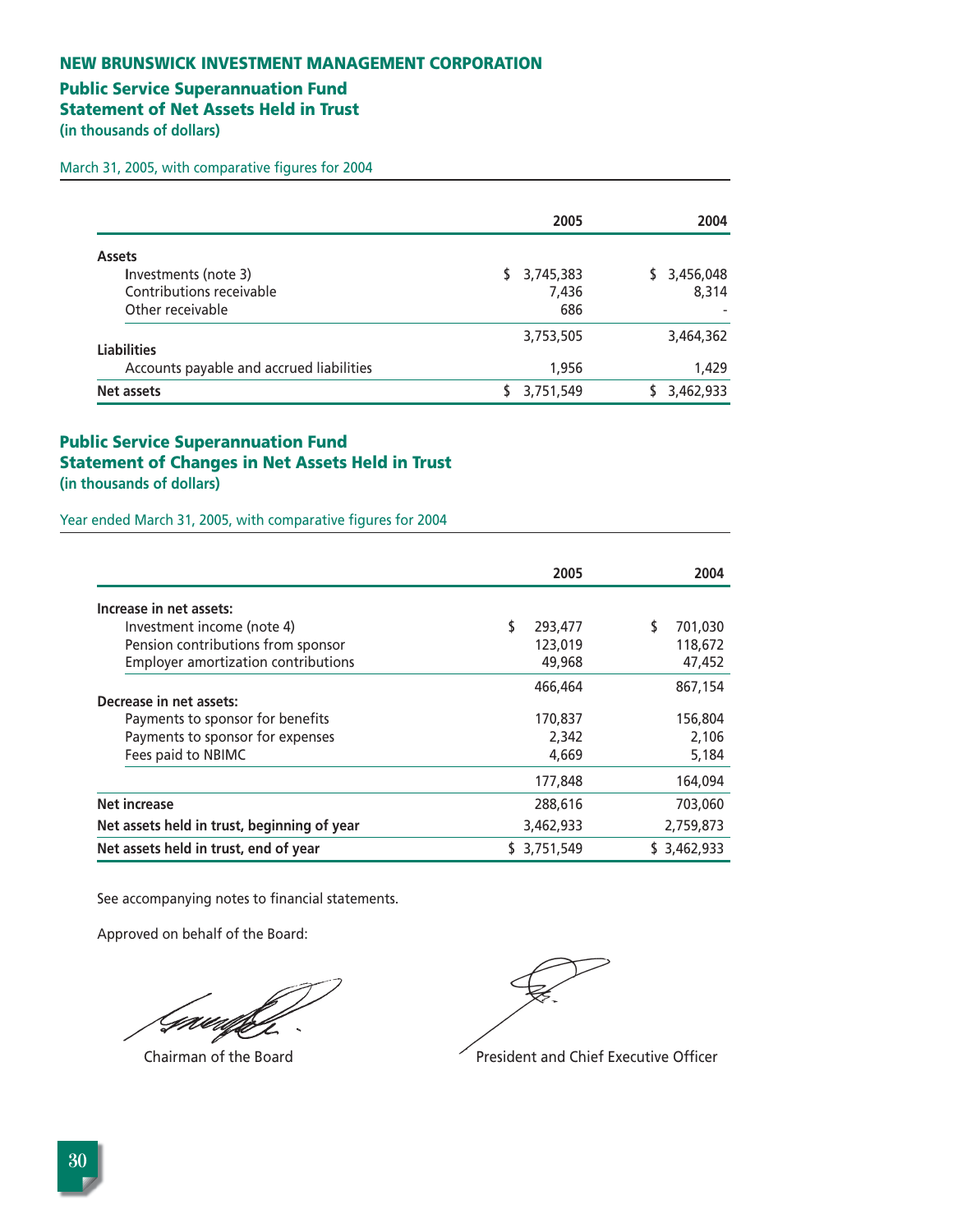# NEW BRUNSWICK INVESTMENT MANAGEMENT CORPORATION

## Public Service Superannuation Fund
## Statement of Net Assets Held in Trust
**(in thousands of dollars)**

March 31, 2005, with comparative figures for 2004

| | 2005 | 2004 |
|---|---|---|
| **Assets** | | |
| Investments (note 3) | $ 3,745,383 | $ 3,456,048 |
| Contributions receivable | 7,436 | 8,314 |
| Other receivable | 686 | - |
| | 3,753,505 | 3,464,362 |
| **Liabilities** | | |
| Accounts payable and accrued liabilities | 1,956 | 1,429 |
| **Net assets** | $ 3,751,549 | $ 3,462,933 |

## Public Service Superannuation Fund
## Statement of Changes in Net Assets Held in Trust
**(in thousands of dollars)**

Year ended March 31, 2005, with comparative figures for 2004

| | 2005 | 2004 |
|---|---|---|
| **Increase in net assets:** | | |
| Investment income (note 4) | $ 293,477 | $ 701,030 |
| Pension contributions from sponsor | 123,019 | 118,672 |
| Employer amortization contributions | 49,968 | 47,452 |
| | 466,464 | 867,154 |
| **Decrease in net assets:** | | |
| Payments to sponsor for benefits | 170,837 | 156,804 |
| Payments to sponsor for expenses | 2,342 | 2,106 |
| Fees paid to NBIMC | 4,669 | 5,184 |
| | 177,848 | 164,094 |
| **Net increase** | 288,616 | 703,060 |
| **Net assets held in trust, beginning of year** | 3,462,933 | 2,759,873 |
| **Net assets held in trust, end of year** | $ 3,751,549 | $ 3,462,933 |

See accompanying notes to financial statements.

Approved on behalf of the Board:

Chairman of the Board

President and Chief Executive Officer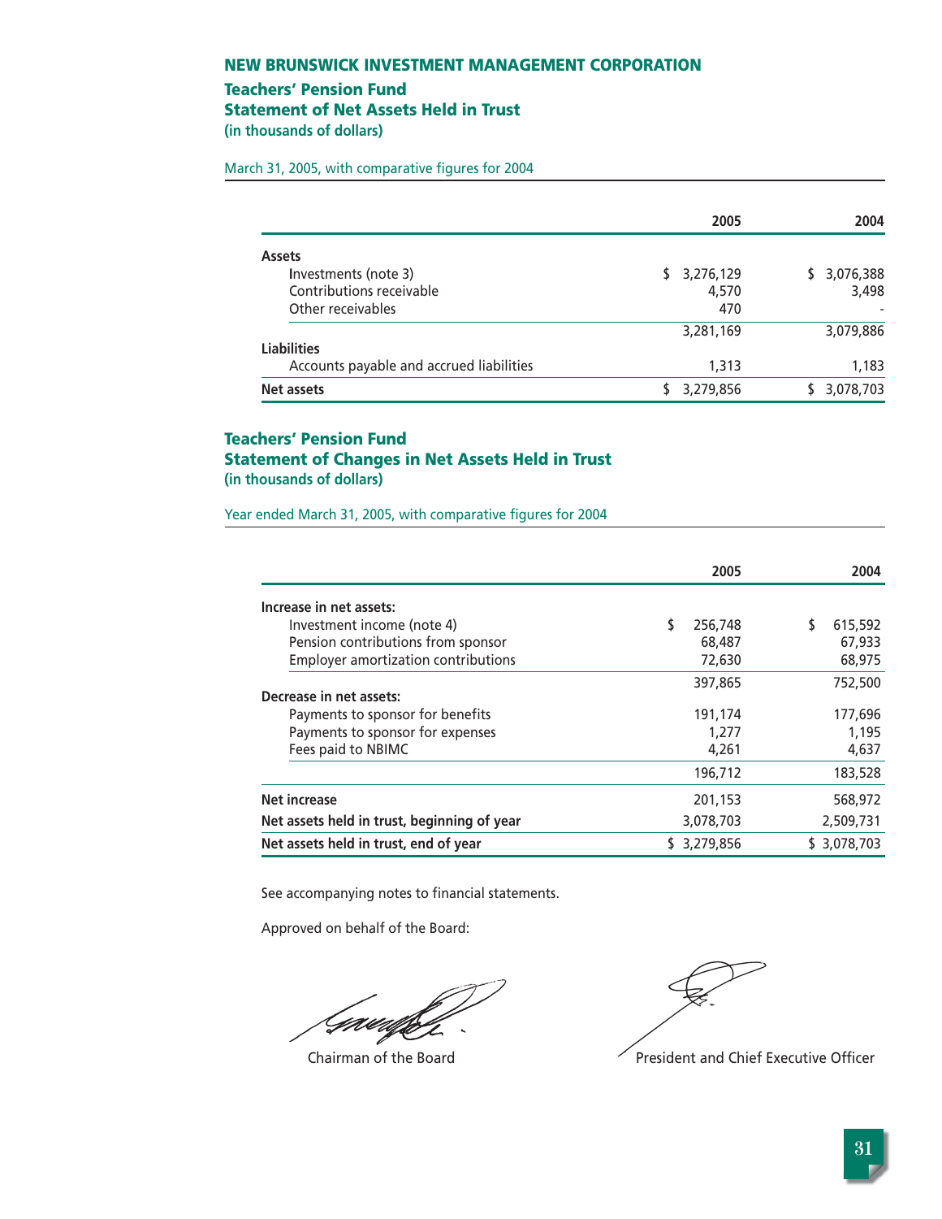# NEW BRUNSWICK INVESTMENT MANAGEMENT CORPORATION

## Teachers' Pension Fund
## Statement of Net Assets Held in Trust
**(in thousands of dollars)**

March 31, 2005, with comparative figures for 2004

| | 2005 | 2004 |
|---|---:|---:|
| **Assets** | | |
| Investments (note 3) | $ 3,276,129 | $ 3,076,388 |
| Contributions receivable | 4,570 | 3,498 |
| Other receivables | 470 | - |
| | 3,281,169 | 3,079,886 |
| **Liabilities** | | |
| Accounts payable and accrued liabilities | 1,313 | 1,183 |
| **Net assets** | $ 3,279,856 | $ 3,078,703 |

## Teachers' Pension Fund
## Statement of Changes in Net Assets Held in Trust
**(in thousands of dollars)**

Year ended March 31, 2005, with comparative figures for 2004

| | 2005 | 2004 |
|---|---:|---:|
| **Increase in net assets:** | | |
| Investment income (note 4) | $ 256,748 | $ 615,592 |
| Pension contributions from sponsor | 68,487 | 67,933 |
| Employer amortization contributions | 72,630 | 68,975 |
| | 397,865 | 752,500 |
| **Decrease in net assets:** | | |
| Payments to sponsor for benefits | 191,174 | 177,696 |
| Payments to sponsor for expenses | 1,277 | 1,195 |
| Fees paid to NBIMC | 4,261 | 4,637 |
| | 196,712 | 183,528 |
| **Net increase** | 201,153 | 568,972 |
| **Net assets held in trust, beginning of year** | 3,078,703 | 2,509,731 |
| **Net assets held in trust, end of year** | $ 3,279,856 | $ 3,078,703 |

See accompanying notes to financial statements.

Approved on behalf of the Board:

Chairman of the Board

President and Chief Executive Officer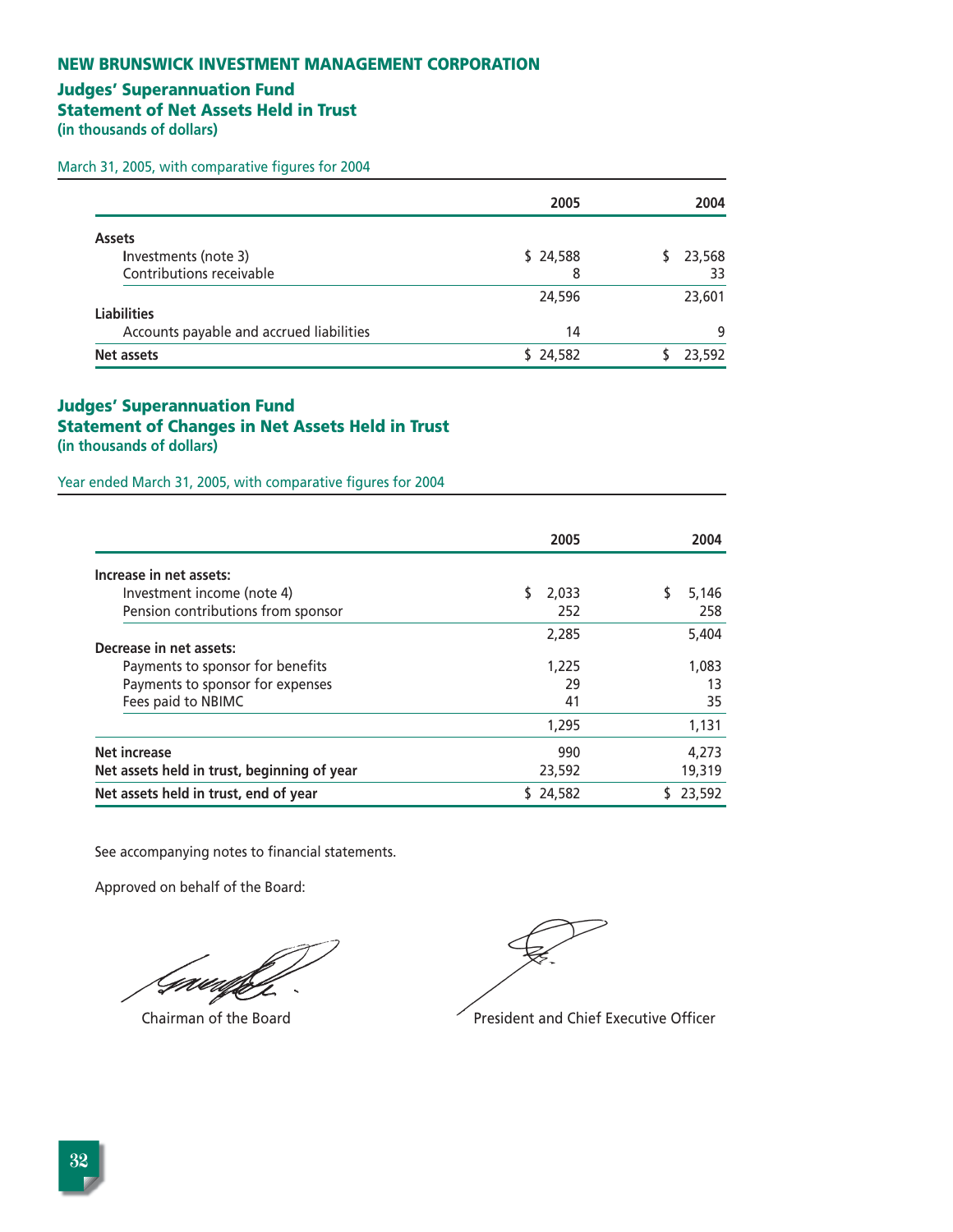# NEW BRUNSWICK INVESTMENT MANAGEMENT CORPORATION

## Judges' Superannuation Fund
## Statement of Net Assets Held in Trust
**(in thousands of dollars)**

March 31, 2005, with comparative figures for 2004

| | 2005 | 2004 |
|---|---|---|
| **Assets** | | |
| Investments (note 3) | $ 24,588 | $ 23,568 |
| Contributions receivable | 8 | 33 |
| | 24,596 | 23,601 |
| **Liabilities** | | |
| Accounts payable and accrued liabilities | 14 | 9 |
| **Net assets** | $ 24,582 | $ 23,592 |

## Judges' Superannuation Fund
## Statement of Changes in Net Assets Held in Trust
**(in thousands of dollars)**

Year ended March 31, 2005, with comparative figures for 2004

| | 2005 | 2004 |
|---|---|---|
| **Increase in net assets:** | | |
| Investment income (note 4) | $ 2,033 | $ 5,146 |
| Pension contributions from sponsor | 252 | 258 |
| | 2,285 | 5,404 |
| **Decrease in net assets:** | | |
| Payments to sponsor for benefits | 1,225 | 1,083 |
| Payments to sponsor for expenses | 29 | 13 |
| Fees paid to NBIMC | 41 | 35 |
| | 1,295 | 1,131 |
| **Net increase** | 990 | 4,273 |
| **Net assets held in trust, beginning of year** | 23,592 | 19,319 |
| **Net assets held in trust, end of year** | $ 24,582 | $ 23,592 |

See accompanying notes to financial statements.

Approved on behalf of the Board:

Chairman of the Board

President and Chief Executive Officer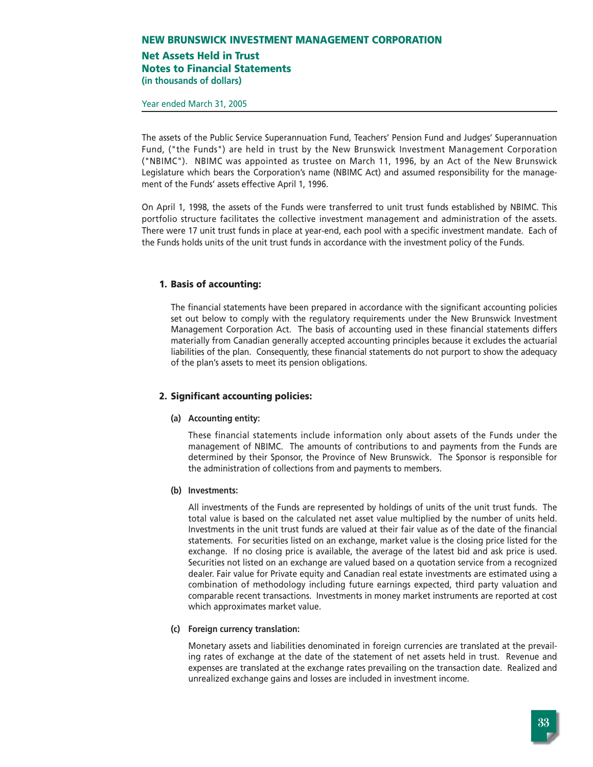# NEW BRUNSWICK INVESTMENT MANAGEMENT CORPORATION

## Net Assets Held in Trust
## Notes to Financial Statements
**(in thousands of dollars)**

Year ended March 31, 2005

The assets of the Public Service Superannuation Fund, Teachers' Pension Fund and Judges' Superannuation Fund, ("the Funds") are held in trust by the New Brunswick Investment Management Corporation ("NBIMC"). NBIMC was appointed as trustee on March 11, 1996, by an Act of the New Brunswick Legislature which bears the Corporation's name (NBIMC Act) and assumed responsibility for the management of the Funds' assets effective April 1, 1996.

On April 1, 1998, the assets of the Funds were transferred to unit trust funds established by NBIMC. This portfolio structure facilitates the collective investment management and administration of the assets. There were 17 unit trust funds in place at year-end, each pool with a specific investment mandate. Each of the Funds holds units of the unit trust funds in accordance with the investment policy of the Funds.

### 1. Basis of accounting:

The financial statements have been prepared in accordance with the significant accounting policies set out below to comply with the regulatory requirements under the New Brunswick Investment Management Corporation Act. The basis of accounting used in these financial statements differs materially from Canadian generally accepted accounting principles because it excludes the actuarial liabilities of the plan. Consequently, these financial statements do not purport to show the adequacy of the plan's assets to meet its pension obligations.

### 2. Significant accounting policies:

**(a) Accounting entity:**

These financial statements include information only about assets of the Funds under the management of NBIMC. The amounts of contributions to and payments from the Funds are determined by their Sponsor, the Province of New Brunswick. The Sponsor is responsible for the administration of collections from and payments to members.

**(b) Investments:**

All investments of the Funds are represented by holdings of units of the unit trust funds. The total value is based on the calculated net asset value multiplied by the number of units held. Investments in the unit trust funds are valued at their fair value as of the date of the financial statements. For securities listed on an exchange, market value is the closing price listed for the exchange. If no closing price is available, the average of the latest bid and ask price is used. Securities not listed on an exchange are valued based on a quotation service from a recognized dealer. Fair value for Private equity and Canadian real estate investments are estimated using a combination of methodology including future earnings expected, third party valuation and comparable recent transactions. Investments in money market instruments are reported at cost which approximates market value.

**(c) Foreign currency translation:**

Monetary assets and liabilities denominated in foreign currencies are translated at the prevailing rates of exchange at the date of the statement of net assets held in trust. Revenue and expenses are translated at the exchange rates prevailing on the transaction date. Realized and unrealized exchange gains and losses are included in investment income.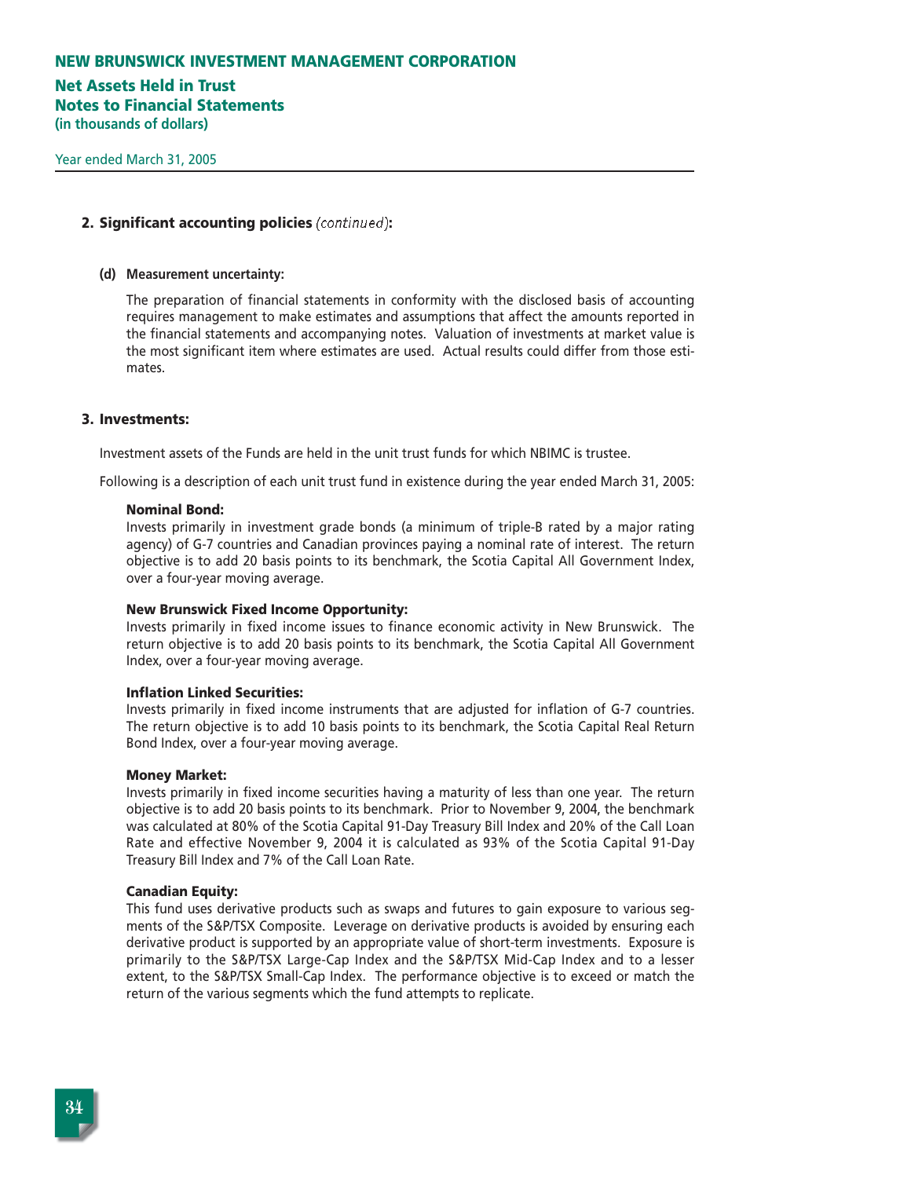## 2. Significant accounting policies *(continued)*:

**(d) Measurement uncertainty:**

The preparation of financial statements in conformity with the disclosed basis of accounting requires management to make estimates and assumptions that affect the amounts reported in the financial statements and accompanying notes. Valuation of investments at market value is the most significant item where estimates are used. Actual results could differ from those estimates.

## 3. Investments:

Investment assets of the Funds are held in the unit trust funds for which NBIMC is trustee.

Following is a description of each unit trust fund in existence during the year ended March 31, 2005:

**Nominal Bond:**
Invests primarily in investment grade bonds (a minimum of triple-B rated by a major rating agency) of G-7 countries and Canadian provinces paying a nominal rate of interest. The return objective is to add 20 basis points to its benchmark, the Scotia Capital All Government Index, over a four-year moving average.

**New Brunswick Fixed Income Opportunity:**
Invests primarily in fixed income issues to finance economic activity in New Brunswick. The return objective is to add 20 basis points to its benchmark, the Scotia Capital All Government Index, over a four-year moving average.

**Inflation Linked Securities:**
Invests primarily in fixed income instruments that are adjusted for inflation of G-7 countries. The return objective is to add 10 basis points to its benchmark, the Scotia Capital Real Return Bond Index, over a four-year moving average.

**Money Market:**
Invests primarily in fixed income securities having a maturity of less than one year. The return objective is to add 20 basis points to its benchmark. Prior to November 9, 2004, the benchmark was calculated at 80% of the Scotia Capital 91-Day Treasury Bill Index and 20% of the Call Loan Rate and effective November 9, 2004 it is calculated as 93% of the Scotia Capital 91-Day Treasury Bill Index and 7% of the Call Loan Rate.

**Canadian Equity:**
This fund uses derivative products such as swaps and futures to gain exposure to various segments of the S&P/TSX Composite. Leverage on derivative products is avoided by ensuring each derivative product is supported by an appropriate value of short-term investments. Exposure is primarily to the S&P/TSX Large-Cap Index and the S&P/TSX Mid-Cap Index and to a lesser extent, to the S&P/TSX Small-Cap Index. The performance objective is to exceed or match the return of the various segments which the fund attempts to replicate.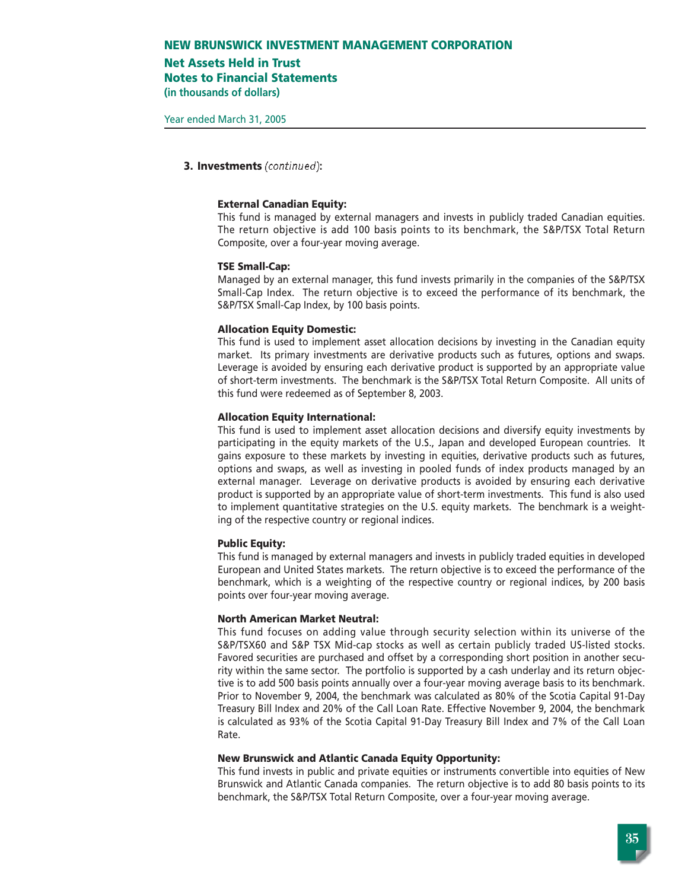### 3. Investments *(continued)*:

**External Canadian Equity:**
This fund is managed by external managers and invests in publicly traded Canadian equities. The return objective is add 100 basis points to its benchmark, the S&P/TSX Total Return Composite, over a four-year moving average.

**TSE Small-Cap:**
Managed by an external manager, this fund invests primarily in the companies of the S&P/TSX Small-Cap Index. The return objective is to exceed the performance of its benchmark, the S&P/TSX Small-Cap Index, by 100 basis points.

**Allocation Equity Domestic:**
This fund is used to implement asset allocation decisions by investing in the Canadian equity market. Its primary investments are derivative products such as futures, options and swaps. Leverage is avoided by ensuring each derivative product is supported by an appropriate value of short-term investments. The benchmark is the S&P/TSX Total Return Composite. All units of this fund were redeemed as of September 8, 2003.

**Allocation Equity International:**
This fund is used to implement asset allocation decisions and diversify equity investments by participating in the equity markets of the U.S., Japan and developed European countries. It gains exposure to these markets by investing in equities, derivative products such as futures, options and swaps, as well as investing in pooled funds of index products managed by an external manager. Leverage on derivative products is avoided by ensuring each derivative product is supported by an appropriate value of short-term investments. This fund is also used to implement quantitative strategies on the U.S. equity markets. The benchmark is a weighting of the respective country or regional indices.

**Public Equity:**
This fund is managed by external managers and invests in publicly traded equities in developed European and United States markets. The return objective is to exceed the performance of the benchmark, which is a weighting of the respective country or regional indices, by 200 basis points over four-year moving average.

**North American Market Neutral:**
This fund focuses on adding value through security selection within its universe of the S&P/TSX60 and S&P TSX Mid-cap stocks as well as certain publicly traded US-listed stocks. Favored securities are purchased and offset by a corresponding short position in another security within the same sector. The portfolio is supported by a cash underlay and its return objective is to add 500 basis points annually over a four-year moving average basis to its benchmark. Prior to November 9, 2004, the benchmark was calculated as 80% of the Scotia Capital 91-Day Treasury Bill Index and 20% of the Call Loan Rate. Effective November 9, 2004, the benchmark is calculated as 93% of the Scotia Capital 91-Day Treasury Bill Index and 7% of the Call Loan Rate.

**New Brunswick and Atlantic Canada Equity Opportunity:**
This fund invests in public and private equities or instruments convertible into equities of New Brunswick and Atlantic Canada companies. The return objective is to add 80 basis points to its benchmark, the S&P/TSX Total Return Composite, over a four-year moving average.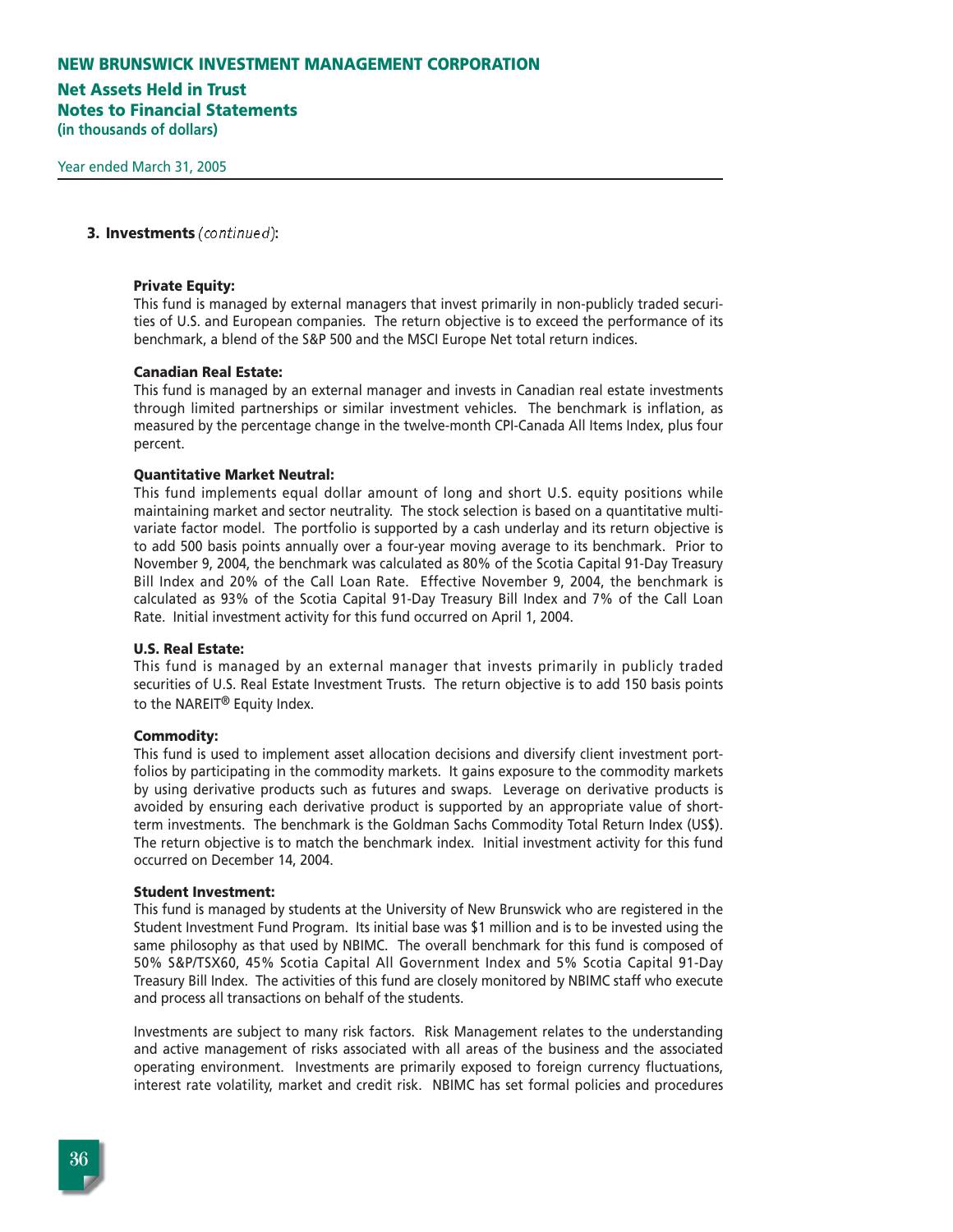### 3. Investments *(continued)*:

**Private Equity:**
This fund is managed by external managers that invest primarily in non-publicly traded securities of U.S. and European companies. The return objective is to exceed the performance of its benchmark, a blend of the S&P 500 and the MSCI Europe Net total return indices.

**Canadian Real Estate:**
This fund is managed by an external manager and invests in Canadian real estate investments through limited partnerships or similar investment vehicles. The benchmark is inflation, as measured by the percentage change in the twelve-month CPI-Canada All Items Index, plus four percent.

**Quantitative Market Neutral:**
This fund implements equal dollar amount of long and short U.S. equity positions while maintaining market and sector neutrality. The stock selection is based on a quantitative multivariate factor model. The portfolio is supported by a cash underlay and its return objective is to add 500 basis points annually over a four-year moving average to its benchmark. Prior to November 9, 2004, the benchmark was calculated as 80% of the Scotia Capital 91-Day Treasury Bill Index and 20% of the Call Loan Rate. Effective November 9, 2004, the benchmark is calculated as 93% of the Scotia Capital 91-Day Treasury Bill Index and 7% of the Call Loan Rate. Initial investment activity for this fund occurred on April 1, 2004.

**U.S. Real Estate:**
This fund is managed by an external manager that invests primarily in publicly traded securities of U.S. Real Estate Investment Trusts. The return objective is to add 150 basis points to the NAREIT® Equity Index.

**Commodity:**
This fund is used to implement asset allocation decisions and diversify client investment portfolios by participating in the commodity markets. It gains exposure to the commodity markets by using derivative products such as futures and swaps. Leverage on derivative products is avoided by ensuring each derivative product is supported by an appropriate value of short-term investments. The benchmark is the Goldman Sachs Commodity Total Return Index (US$). The return objective is to match the benchmark index. Initial investment activity for this fund occurred on December 14, 2004.

**Student Investment:**
This fund is managed by students at the University of New Brunswick who are registered in the Student Investment Fund Program. Its initial base was $1 million and is to be invested using the same philosophy as that used by NBIMC. The overall benchmark for this fund is composed of 50% S&P/TSX60, 45% Scotia Capital All Government Index and 5% Scotia Capital 91-Day Treasury Bill Index. The activities of this fund are closely monitored by NBIMC staff who execute and process all transactions on behalf of the students.

Investments are subject to many risk factors. Risk Management relates to the understanding and active management of risks associated with all areas of the business and the associated operating environment. Investments are primarily exposed to foreign currency fluctuations, interest rate volatility, market and credit risk. NBIMC has set formal policies and procedures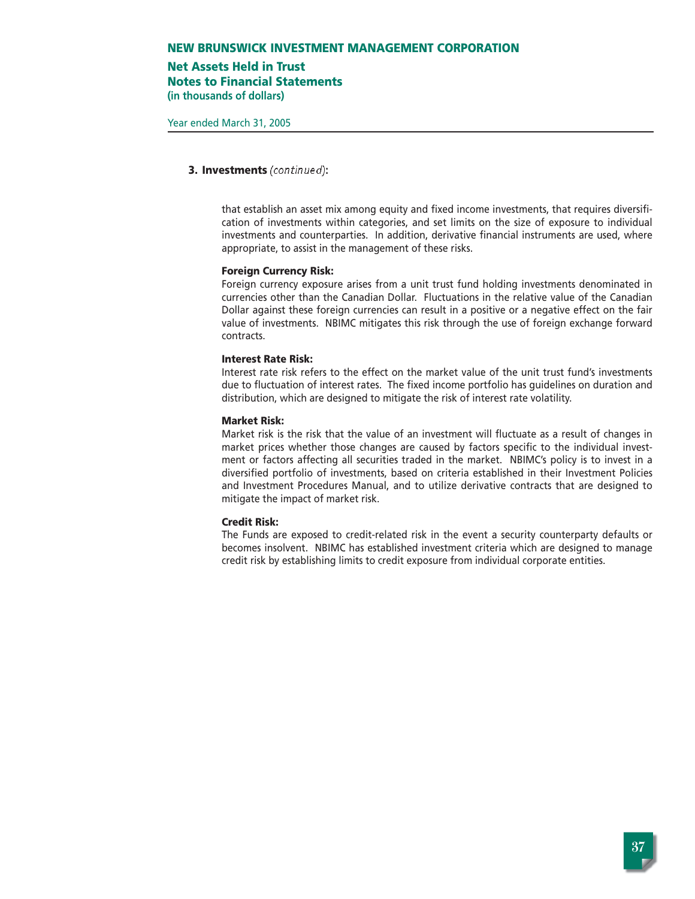### 3. Investments *(continued)*:

that establish an asset mix among equity and fixed income investments, that requires diversification of investments within categories, and set limits on the size of exposure to individual investments and counterparties. In addition, derivative financial instruments are used, where appropriate, to assist in the management of these risks.

**Foreign Currency Risk:**
Foreign currency exposure arises from a unit trust fund holding investments denominated in currencies other than the Canadian Dollar. Fluctuations in the relative value of the Canadian Dollar against these foreign currencies can result in a positive or a negative effect on the fair value of investments. NBIMC mitigates this risk through the use of foreign exchange forward contracts.

**Interest Rate Risk:**
Interest rate risk refers to the effect on the market value of the unit trust fund's investments due to fluctuation of interest rates. The fixed income portfolio has guidelines on duration and distribution, which are designed to mitigate the risk of interest rate volatility.

**Market Risk:**
Market risk is the risk that the value of an investment will fluctuate as a result of changes in market prices whether those changes are caused by factors specific to the individual investment or factors affecting all securities traded in the market. NBIMC's policy is to invest in a diversified portfolio of investments, based on criteria established in their Investment Policies and Investment Procedures Manual, and to utilize derivative contracts that are designed to mitigate the impact of market risk.

**Credit Risk:**
The Funds are exposed to credit-related risk in the event a security counterparty defaults or becomes insolvent. NBIMC has established investment criteria which are designed to manage credit risk by establishing limits to credit exposure from individual corporate entities.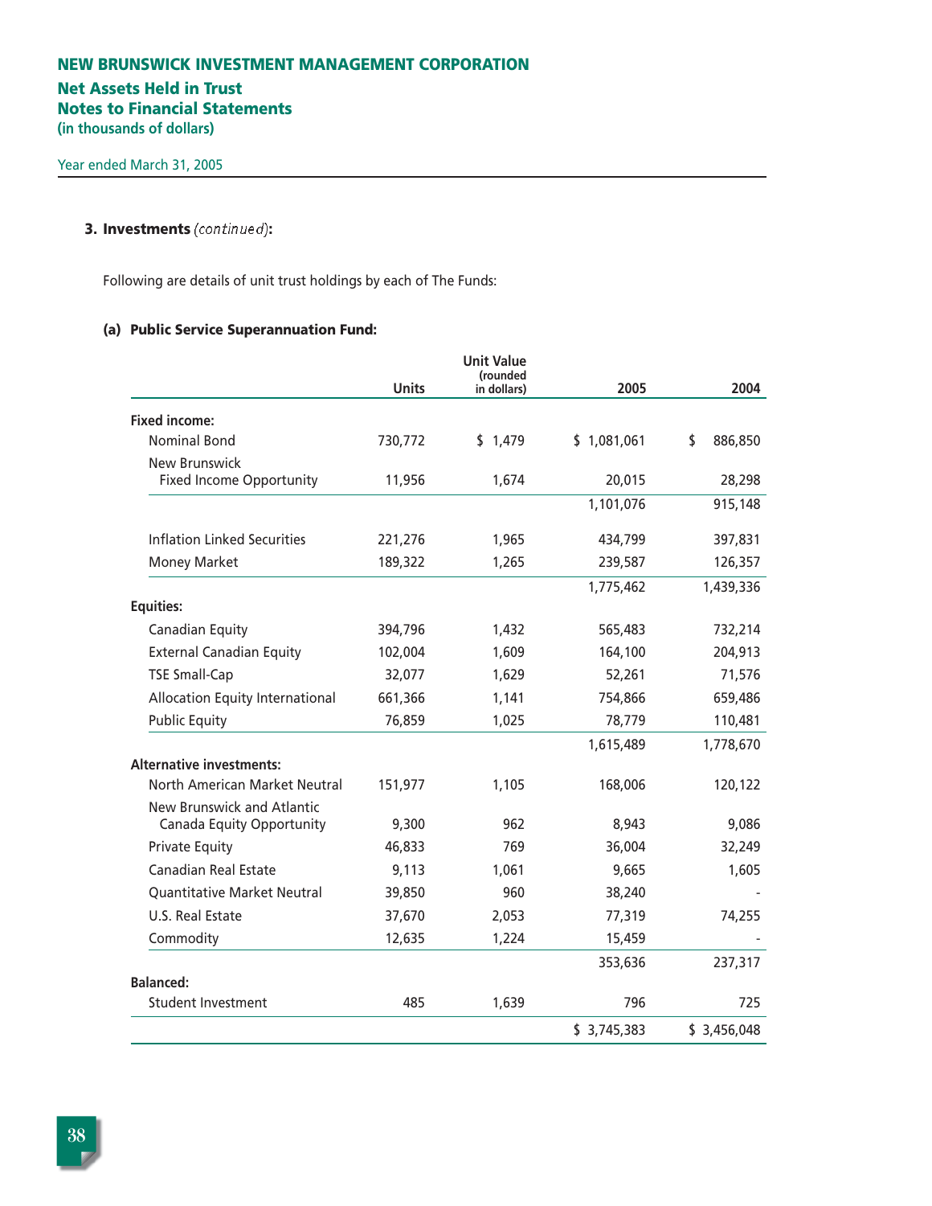# NEW BRUNSWICK INVESTMENT MANAGEMENT CORPORATION

## Net Assets Held in Trust
## Notes to Financial Statements
**(in thousands of dollars)**

Year ended March 31, 2005

### 3. Investments *(continued)*:

Following are details of unit trust holdings by each of The Funds:

#### (a) Public Service Superannuation Fund:

| | Units | Unit Value (rounded in dollars) | 2005 | 2004 |
|---|---|---|---|---|
| **Fixed income:** | | | | |
| Nominal Bond | 730,772 | $ 1,479 | $ 1,081,061 | $ 886,850 |
| New Brunswick Fixed Income Opportunity | 11,956 | 1,674 | 20,015 | 28,298 |
| | | | 1,101,076 | 915,148 |
| Inflation Linked Securities | 221,276 | 1,965 | 434,799 | 397,831 |
| Money Market | 189,322 | 1,265 | 239,587 | 126,357 |
| | | | 1,775,462 | 1,439,336 |
| **Equities:** | | | | |
| Canadian Equity | 394,796 | 1,432 | 565,483 | 732,214 |
| External Canadian Equity | 102,004 | 1,609 | 164,100 | 204,913 |
| TSE Small-Cap | 32,077 | 1,629 | 52,261 | 71,576 |
| Allocation Equity International | 661,366 | 1,141 | 754,866 | 659,486 |
| Public Equity | 76,859 | 1,025 | 78,779 | 110,481 |
| | | | 1,615,489 | 1,778,670 |
| **Alternative investments:** | | | | |
| North American Market Neutral | 151,977 | 1,105 | 168,006 | 120,122 |
| New Brunswick and Atlantic Canada Equity Opportunity | 9,300 | 962 | 8,943 | 9,086 |
| Private Equity | 46,833 | 769 | 36,004 | 32,249 |
| Canadian Real Estate | 9,113 | 1,061 | 9,665 | 1,605 |
| Quantitative Market Neutral | 39,850 | 960 | 38,240 | - |
| U.S. Real Estate | 37,670 | 2,053 | 77,319 | 74,255 |
| Commodity | 12,635 | 1,224 | 15,459 | - |
| | | | 353,636 | 237,317 |
| **Balanced:** | | | | |
| Student Investment | 485 | 1,639 | 796 | 725 |
| | | | $ 3,745,383 | $ 3,456,048 |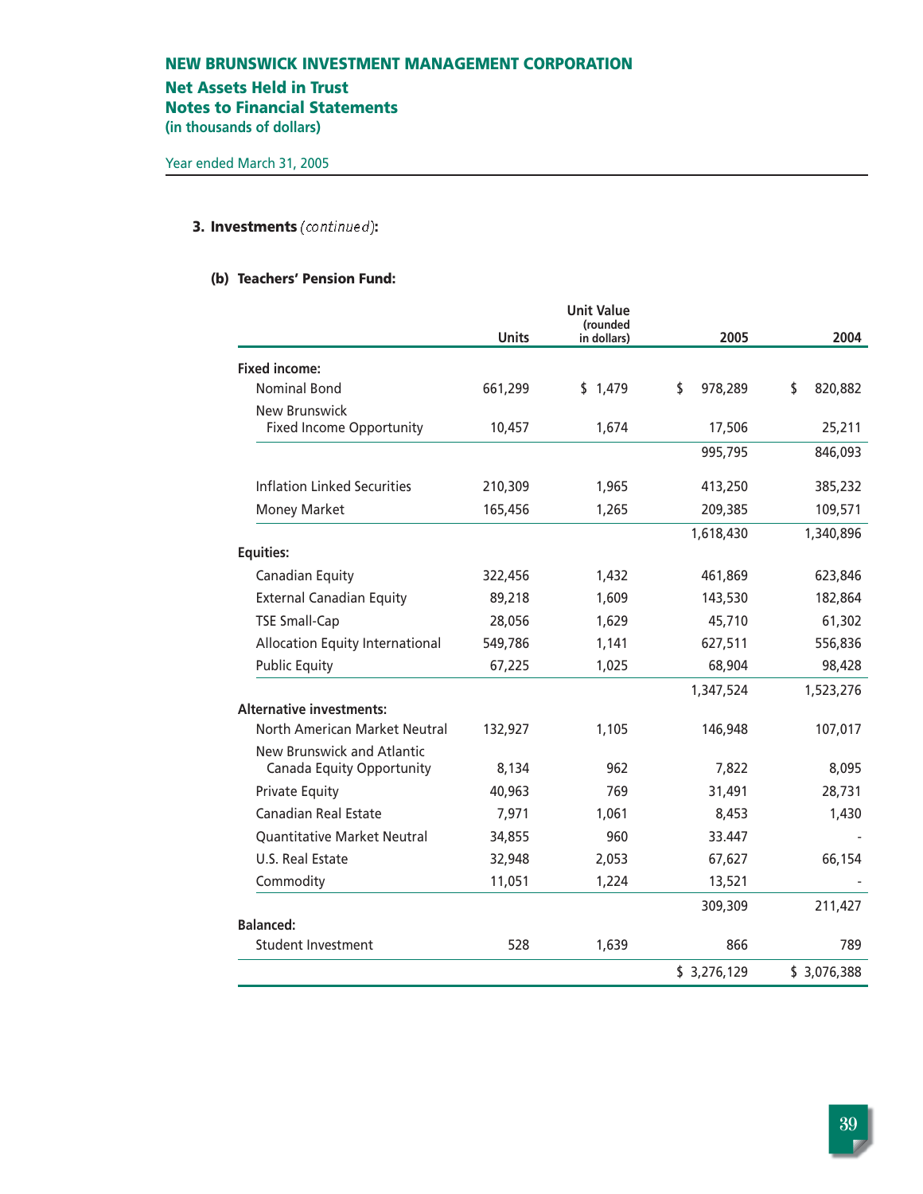# NEW BRUNSWICK INVESTMENT MANAGEMENT CORPORATION

## Net Assets Held in Trust
## Notes to Financial Statements
(in thousands of dollars)

Year ended March 31, 2005

### 3. Investments *(continued)*:

#### (b) Teachers' Pension Fund:

| | Units | Unit Value (rounded in dollars) | 2005 | 2004 |
|---|---|---|---|---|
| **Fixed income:** | | | | |
| Nominal Bond | 661,299 | $ 1,479 | $ 978,289 | $ 820,882 |
| New Brunswick Fixed Income Opportunity | 10,457 | 1,674 | 17,506 | 25,211 |
| | | | 995,795 | 846,093 |
| Inflation Linked Securities | 210,309 | 1,965 | 413,250 | 385,232 |
| Money Market | 165,456 | 1,265 | 209,385 | 109,571 |
| | | | 1,618,430 | 1,340,896 |
| **Equities:** | | | | |
| Canadian Equity | 322,456 | 1,432 | 461,869 | 623,846 |
| External Canadian Equity | 89,218 | 1,609 | 143,530 | 182,864 |
| TSE Small-Cap | 28,056 | 1,629 | 45,710 | 61,302 |
| Allocation Equity International | 549,786 | 1,141 | 627,511 | 556,836 |
| Public Equity | 67,225 | 1,025 | 68,904 | 98,428 |
| | | | 1,347,524 | 1,523,276 |
| **Alternative investments:** | | | | |
| North American Market Neutral | 132,927 | 1,105 | 146,948 | 107,017 |
| New Brunswick and Atlantic Canada Equity Opportunity | 8,134 | 962 | 7,822 | 8,095 |
| Private Equity | 40,963 | 769 | 31,491 | 28,731 |
| Canadian Real Estate | 7,971 | 1,061 | 8,453 | 1,430 |
| Quantitative Market Neutral | 34,855 | 960 | 33.447 | - |
| U.S. Real Estate | 32,948 | 2,053 | 67,627 | 66,154 |
| Commodity | 11,051 | 1,224 | 13,521 | - |
| | | | 309,309 | 211,427 |
| **Balanced:** | | | | |
| Student Investment | 528 | 1,639 | 866 | 789 |
| | | | $ 3,276,129 | $ 3,076,388 |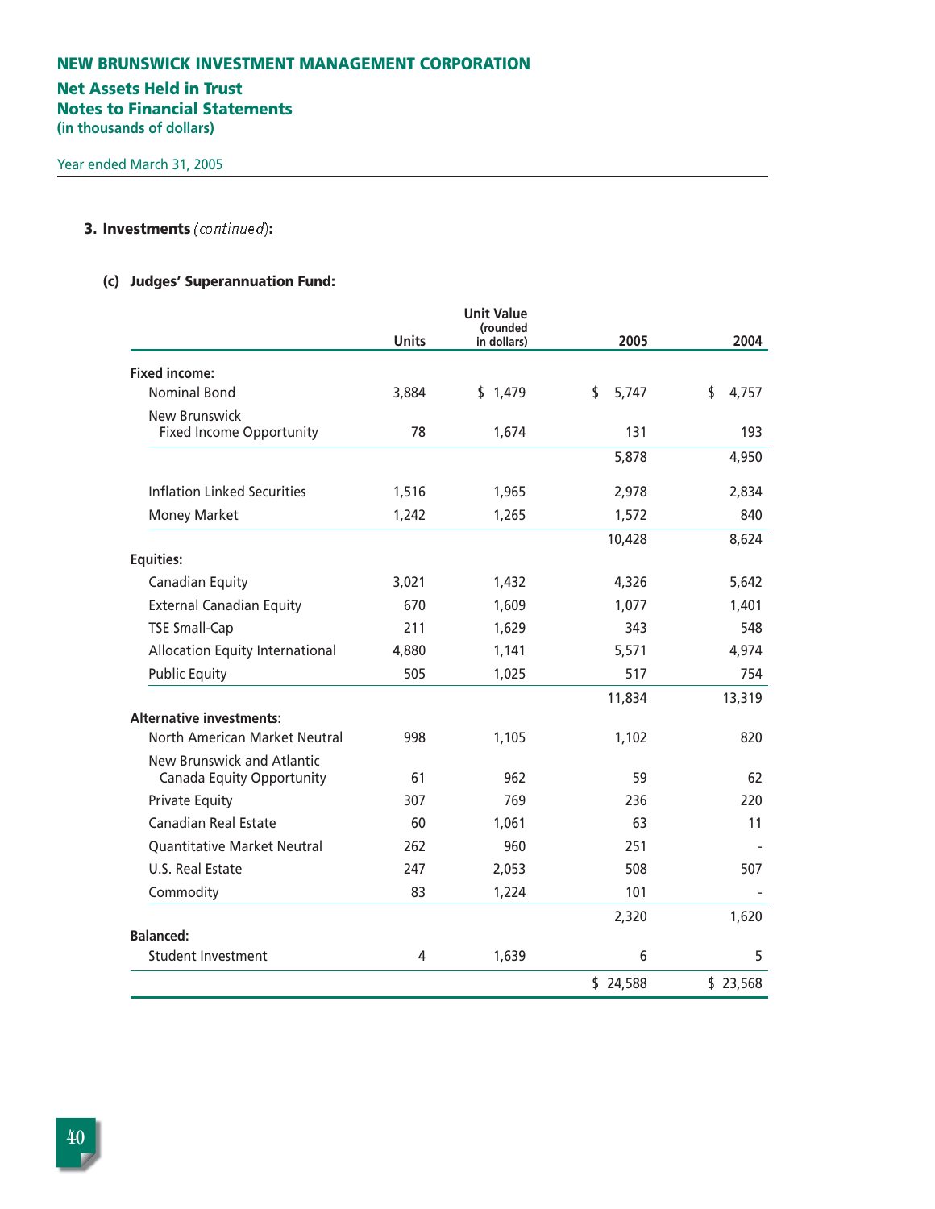# NEW BRUNSWICK INVESTMENT MANAGEMENT CORPORATION

## Net Assets Held in Trust
## Notes to Financial Statements
**(in thousands of dollars)**

Year ended March 31, 2005

### 3. Investments *(continued)*:

#### (c) Judges' Superannuation Fund:

| | Units | Unit Value (rounded in dollars) | 2005 | 2004 |
|---|---|---|---|---|
| **Fixed income:** | | | | |
| Nominal Bond | 3,884 | $ 1,479 | $ 5,747 | $ 4,757 |
| New Brunswick Fixed Income Opportunity | 78 | 1,674 | 131 | 193 |
| | | | 5,878 | 4,950 |
| Inflation Linked Securities | 1,516 | 1,965 | 2,978 | 2,834 |
| Money Market | 1,242 | 1,265 | 1,572 | 840 |
| | | | 10,428 | 8,624 |
| **Equities:** | | | | |
| Canadian Equity | 3,021 | 1,432 | 4,326 | 5,642 |
| External Canadian Equity | 670 | 1,609 | 1,077 | 1,401 |
| TSE Small-Cap | 211 | 1,629 | 343 | 548 |
| Allocation Equity International | 4,880 | 1,141 | 5,571 | 4,974 |
| Public Equity | 505 | 1,025 | 517 | 754 |
| | | | 11,834 | 13,319 |
| **Alternative investments:** | | | | |
| North American Market Neutral | 998 | 1,105 | 1,102 | 820 |
| New Brunswick and Atlantic Canada Equity Opportunity | 61 | 962 | 59 | 62 |
| Private Equity | 307 | 769 | 236 | 220 |
| Canadian Real Estate | 60 | 1,061 | 63 | 11 |
| Quantitative Market Neutral | 262 | 960 | 251 | - |
| U.S. Real Estate | 247 | 2,053 | 508 | 507 |
| Commodity | 83 | 1,224 | 101 | - |
| | | | 2,320 | 1,620 |
| **Balanced:** | | | | |
| Student Investment | 4 | 1,639 | 6 | 5 |
| | | | $ 24,588 | $ 23,568 |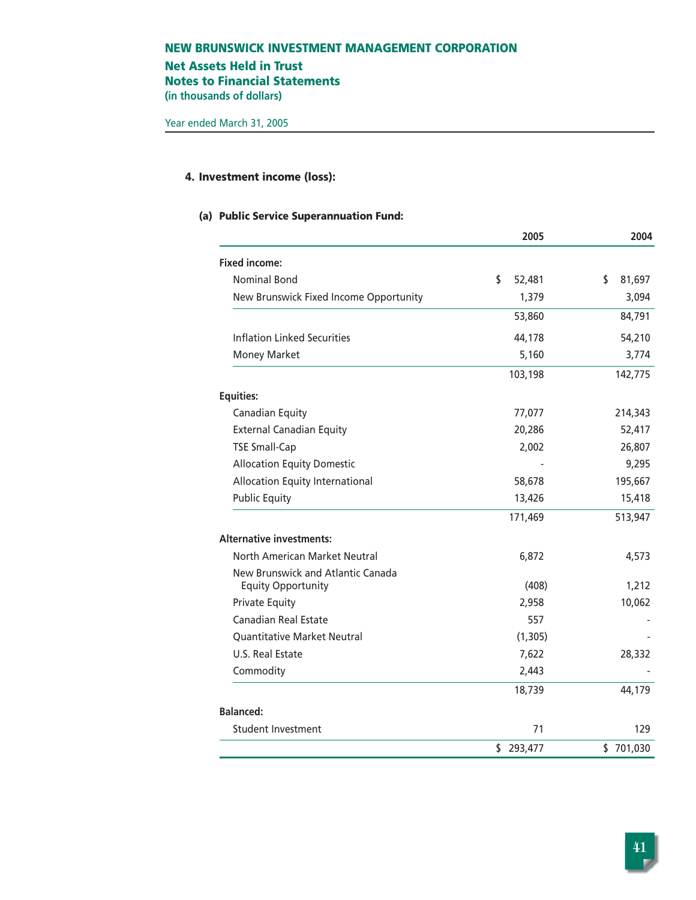# NEW BRUNSWICK INVESTMENT MANAGEMENT CORPORATION

## Net Assets Held in Trust
## Notes to Financial Statements
**(in thousands of dollars)**

Year ended March 31, 2005

### 4. Investment income (loss):

#### (a) Public Service Superannuation Fund:

| | 2005 | 2004 |
|---|---|---|
| **Fixed income:** | | |
| Nominal Bond | $ 52,481 | $ 81,697 |
| New Brunswick Fixed Income Opportunity | 1,379 | 3,094 |
| | 53,860 | 84,791 |
| Inflation Linked Securities | 44,178 | 54,210 |
| Money Market | 5,160 | 3,774 |
| | 103,198 | 142,775 |
| **Equities:** | | |
| Canadian Equity | 77,077 | 214,343 |
| External Canadian Equity | 20,286 | 52,417 |
| TSE Small-Cap | 2,002 | 26,807 |
| Allocation Equity Domestic | - | 9,295 |
| Allocation Equity International | 58,678 | 195,667 |
| Public Equity | 13,426 | 15,418 |
| | 171,469 | 513,947 |
| **Alternative investments:** | | |
| North American Market Neutral | 6,872 | 4,573 |
| New Brunswick and Atlantic Canada Equity Opportunity | (408) | 1,212 |
| Private Equity | 2,958 | 10,062 |
| Canadian Real Estate | 557 | - |
| Quantitative Market Neutral | (1,305) | - |
| U.S. Real Estate | 7,622 | 28,332 |
| Commodity | 2,443 | - |
| | 18,739 | 44,179 |
| **Balanced:** | | |
| Student Investment | 71 | 129 |
| | $ 293,477 | $ 701,030 |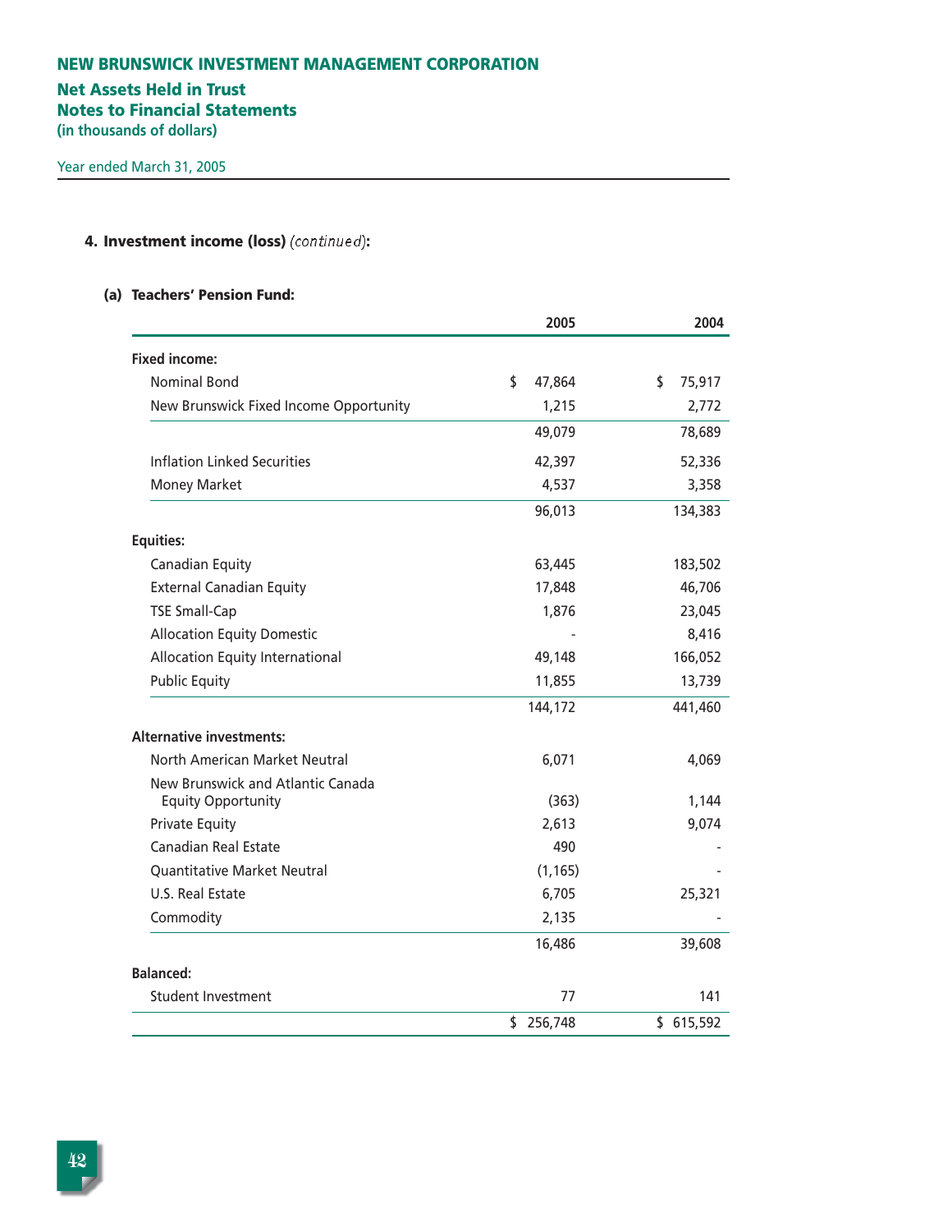# NEW BRUNSWICK INVESTMENT MANAGEMENT CORPORATION

## Net Assets Held in Trust
## Notes to Financial Statements
**(in thousands of dollars)**

Year ended March 31, 2005

### 4. Investment income (loss) *(continued)*:

#### (a) Teachers' Pension Fund:

| | 2005 | 2004 |
|---|---|---|
| **Fixed income:** | | |
| Nominal Bond | $ 47,864 | $ 75,917 |
| New Brunswick Fixed Income Opportunity | 1,215 | 2,772 |
| | 49,079 | 78,689 |
| Inflation Linked Securities | 42,397 | 52,336 |
| Money Market | 4,537 | 3,358 |
| | 96,013 | 134,383 |
| **Equities:** | | |
| Canadian Equity | 63,445 | 183,502 |
| External Canadian Equity | 17,848 | 46,706 |
| TSE Small-Cap | 1,876 | 23,045 |
| Allocation Equity Domestic | - | 8,416 |
| Allocation Equity International | 49,148 | 166,052 |
| Public Equity | 11,855 | 13,739 |
| | 144,172 | 441,460 |
| **Alternative investments:** | | |
| North American Market Neutral | 6,071 | 4,069 |
| New Brunswick and Atlantic Canada Equity Opportunity | (363) | 1,144 |
| Private Equity | 2,613 | 9,074 |
| Canadian Real Estate | 490 | - |
| Quantitative Market Neutral | (1,165) | - |
| U.S. Real Estate | 6,705 | 25,321 |
| Commodity | 2,135 | - |
| | 16,486 | 39,608 |
| **Balanced:** | | |
| Student Investment | 77 | 141 |
| | $ 256,748 | $ 615,592 |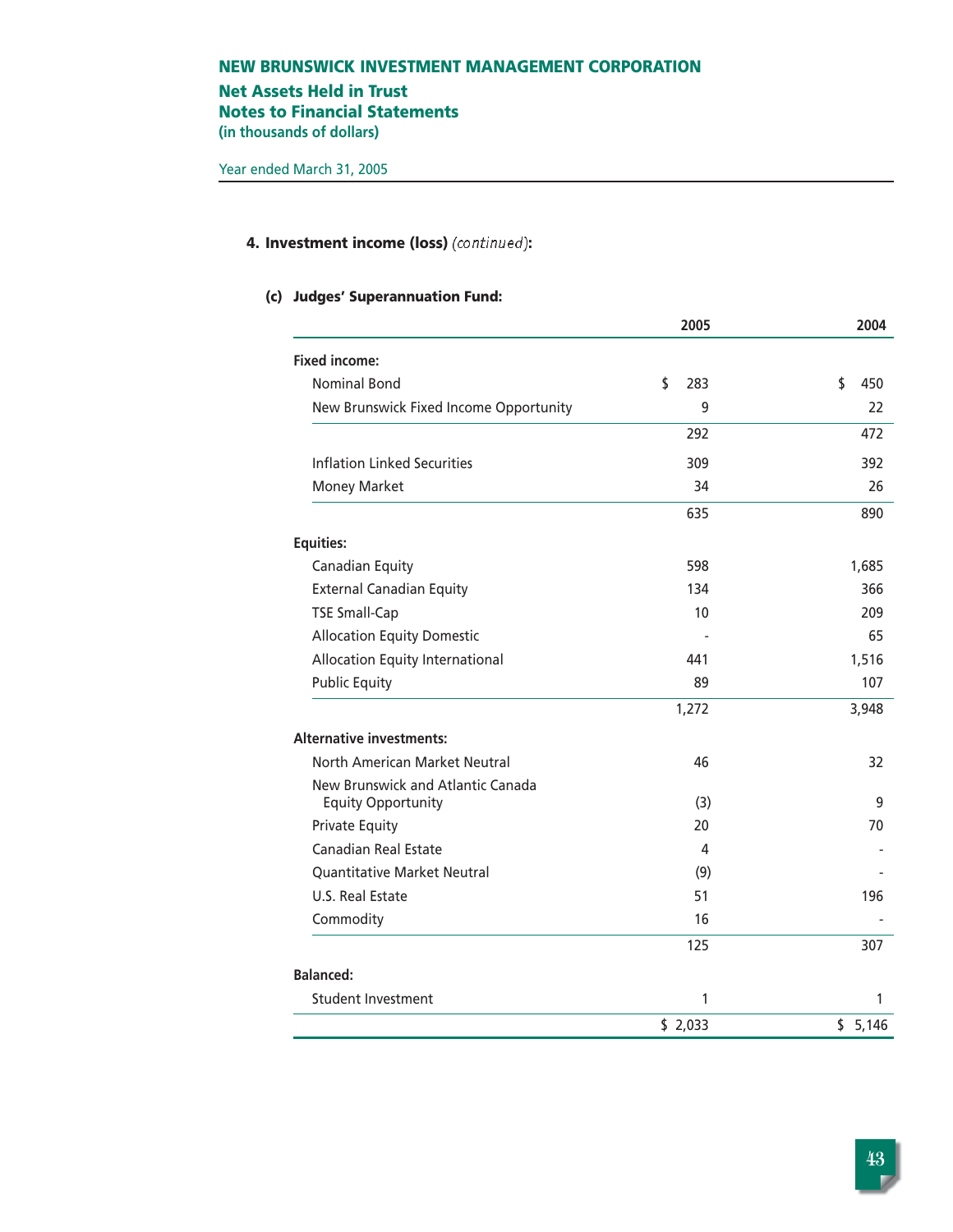# NEW BRUNSWICK INVESTMENT MANAGEMENT CORPORATION

## Net Assets Held in Trust
## Notes to Financial Statements
**(in thousands of dollars)**

Year ended March 31, 2005

### 4. Investment income (loss) *(continued)*:

#### (c) Judges' Superannuation Fund:

| | 2005 | 2004 |
|---|---|---|
| **Fixed income:** | | |
| Nominal Bond | $ 283 | $ 450 |
| New Brunswick Fixed Income Opportunity | 9 | 22 |
| | 292 | 472 |
| Inflation Linked Securities | 309 | 392 |
| Money Market | 34 | 26 |
| | 635 | 890 |
| **Equities:** | | |
| Canadian Equity | 598 | 1,685 |
| External Canadian Equity | 134 | 366 |
| TSE Small-Cap | 10 | 209 |
| Allocation Equity Domestic | - | 65 |
| Allocation Equity International | 441 | 1,516 |
| Public Equity | 89 | 107 |
| | 1,272 | 3,948 |
| **Alternative investments:** | | |
| North American Market Neutral | 46 | 32 |
| New Brunswick and Atlantic Canada Equity Opportunity | (3) | 9 |
| Private Equity | 20 | 70 |
| Canadian Real Estate | 4 | - |
| Quantitative Market Neutral | (9) | - |
| U.S. Real Estate | 51 | 196 |
| Commodity | 16 | - |
| | 125 | 307 |
| **Balanced:** | | |
| Student Investment | 1 | 1 |
| | $ 2,033 | $ 5,146 |